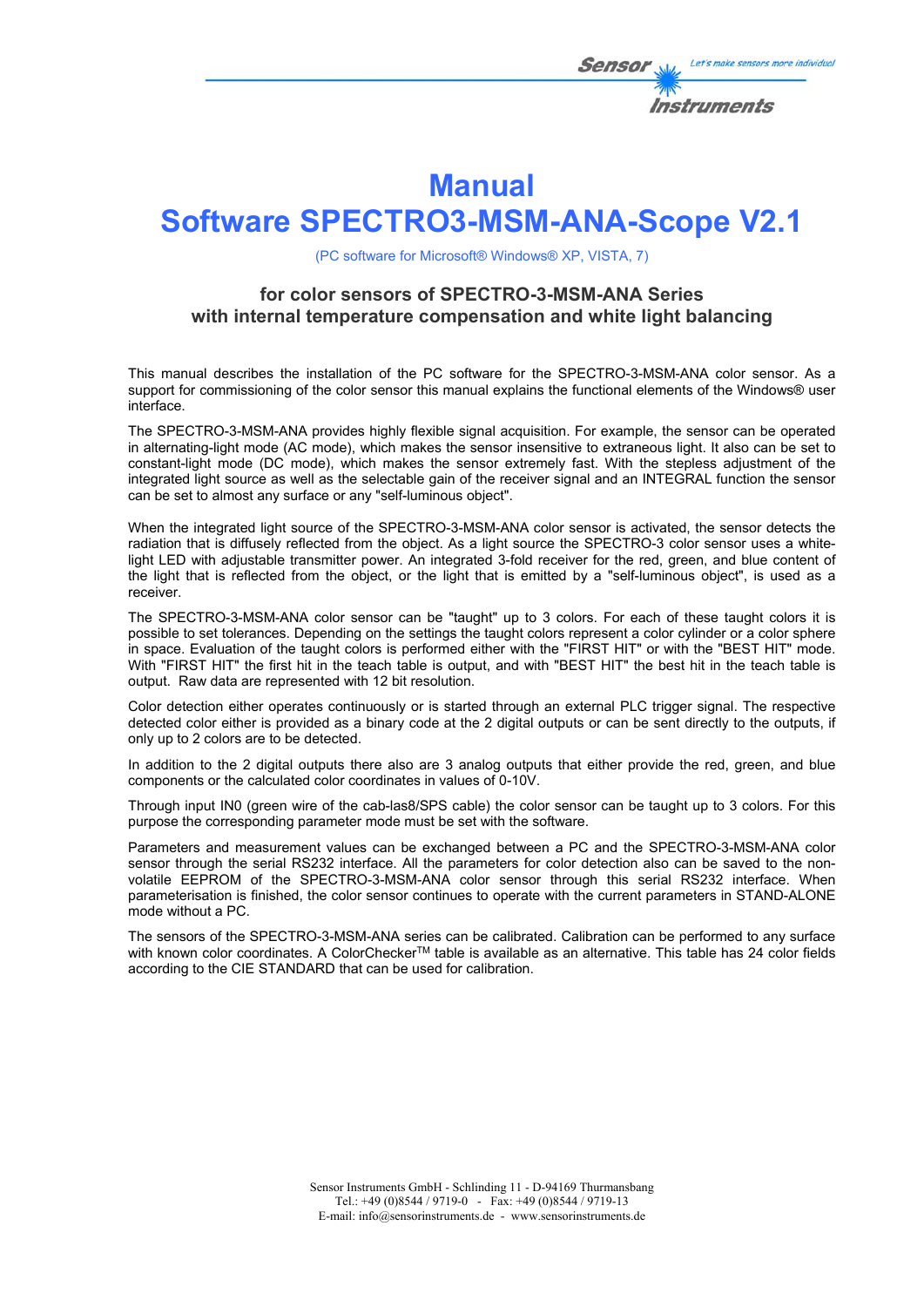# Manual

# Software SPECTRO3-MSM-ANA-Scope V2.1

(PC software for Microsoft® Windows® XP, VISTA, 7)

### for color sensors of SPECTRO-3-MSM-ANA Series with internal temperature compensation and white light balancing

This manual describes the installation of the PC software for the SPECTRO-3-MSM-ANA color sensor. As a support for commissioning of the color sensor this manual explains the functional elements of the Windows® user interface.

The SPECTRO-3-MSM-ANA provides highly flexible signal acquisition. For example, the sensor can be operated in alternating-light mode (AC mode), which makes the sensor insensitive to extraneous light. It also can be set to constant-light mode (DC mode), which makes the sensor extremely fast. With the stepless adjustment of the integrated light source as well as the selectable gain of the receiver signal and an INTEGRAL function the sensor can be set to almost any surface or any "self-luminous object".

When the integrated light source of the SPECTRO-3-MSM-ANA color sensor is activated, the sensor detects the radiation that is diffusely reflected from the object. As a light source the SPECTRO-3 color sensor uses a white-light LED with adjustable transmitter power. An integrated 3-fold receiver for the red, green, and blue content of the light that is reflected from the object, or the light that is emitted by a "self-luminous object", is used as a receiver.

The SPECTRO-3-MSM-ANA color sensor can be "taught" up to 3 colors. For each of these taught colors it is possible to set tolerances. Depending on the settings the taught colors represent a color cylinder or a color sphere in space. Evaluation of the taught colors is performed either with the "FIRST HIT" or with the "BEST HIT" mode. With "FIRST HIT" the first hit in the teach table is output, and with "BEST HIT" the best hit in the teach table is output. Raw data are represented with 12 bit resolution.

Color detection either operates continuously or is started through an external PLC trigger signal. The respective detected color either is provided as a binary code at the 2 digital outputs or can be sent directly to the outputs, if only up to 2 colors are to be detected.

In addition to the 2 digital outputs there also are 3 analog outputs that either provide the red, green, and blue components or the calculated color coordinates in values of 0-10V.

Through input IN0 (green wire of the cab-las8/SPS cable) the color sensor can be taught up to 3 colors. For this purpose the corresponding parameter mode must be set with the software.

Parameters and measurement values can be exchanged between a PC and the SPECTRO-3-MSM-ANA color sensor through the serial RS232 interface. All the parameters for color detection also can be saved to the non-volatile EEPROM of the SPECTRO-3-MSM-ANA color sensor through this serial RS232 interface. When parameterisation is finished, the color sensor continues to operate with the current parameters in STAND-ALONE mode without a PC.

The sensors of the SPECTRO-3-MSM-ANA series can be calibrated. Calibration can be performed to any surface with known color coordinates. A ColorChecker[TM] table is available as an alternative. This table has 24 color fields according to the CIE STANDARD that can be used for calibration.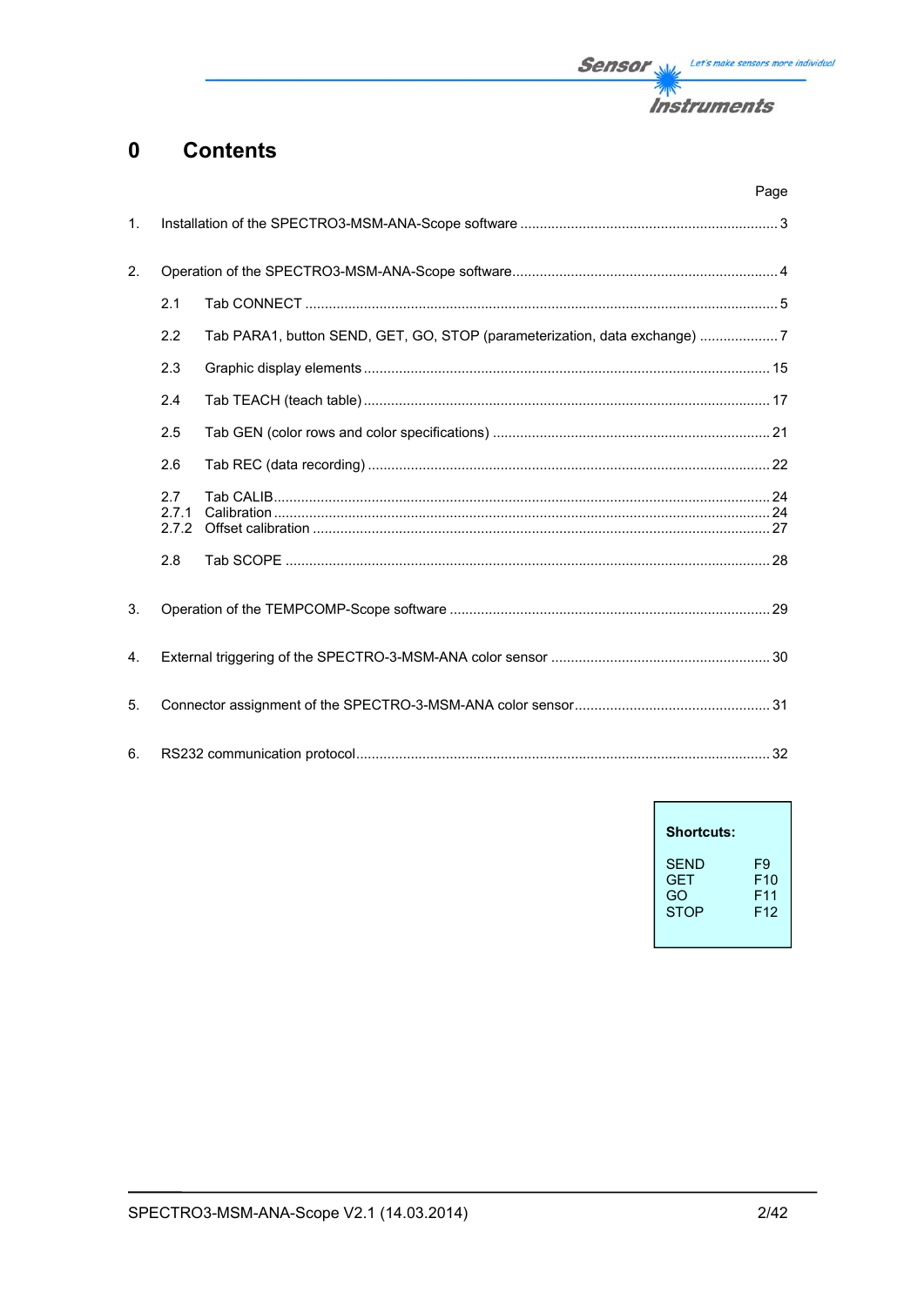# 0 Contents

Page

1. Installation of the SPECTRO3-MSM-ANA-Scope software ........................................................... 3

2. Operation of the SPECTRO3-MSM-ANA-Scope software............................................................ 4

   2.1 Tab CONNECT ........................................................................................................ 5

   2.2 Tab PARA1, button SEND, GET, GO, STOP (parameterization, data exchange) .................... 7

   2.3 Graphic display elements ........................................................................................ 15

   2.4 Tab TEACH (teach table) ........................................................................................ 17

   2.5 Tab GEN (color rows and color specifications) ........................................................ 21

   2.6 Tab REC (data recording) ........................................................................................ 22

   2.7 Tab CALIB............................................................................................................. 24
   2.7.1 Calibration ........................................................................................................ 24
   2.7.2 Offset calibration .............................................................................................. 27

   2.8 Tab SCOPE ........................................................................................................... 28

3. Operation of the TEMPCOMP-Scope software ................................................................. 29

4. External triggering of the SPECTRO-3-MSM-ANA color sensor ........................................ 30

5. Connector assignment of the SPECTRO-3-MSM-ANA color sensor.................................... 31

6. RS232 communication protocol........................................................................................ 32

**Shortcuts:**

| | |
|---|---|
| SEND | F9 |
| GET | F10 |
| GO | F11 |
| STOP | F12 |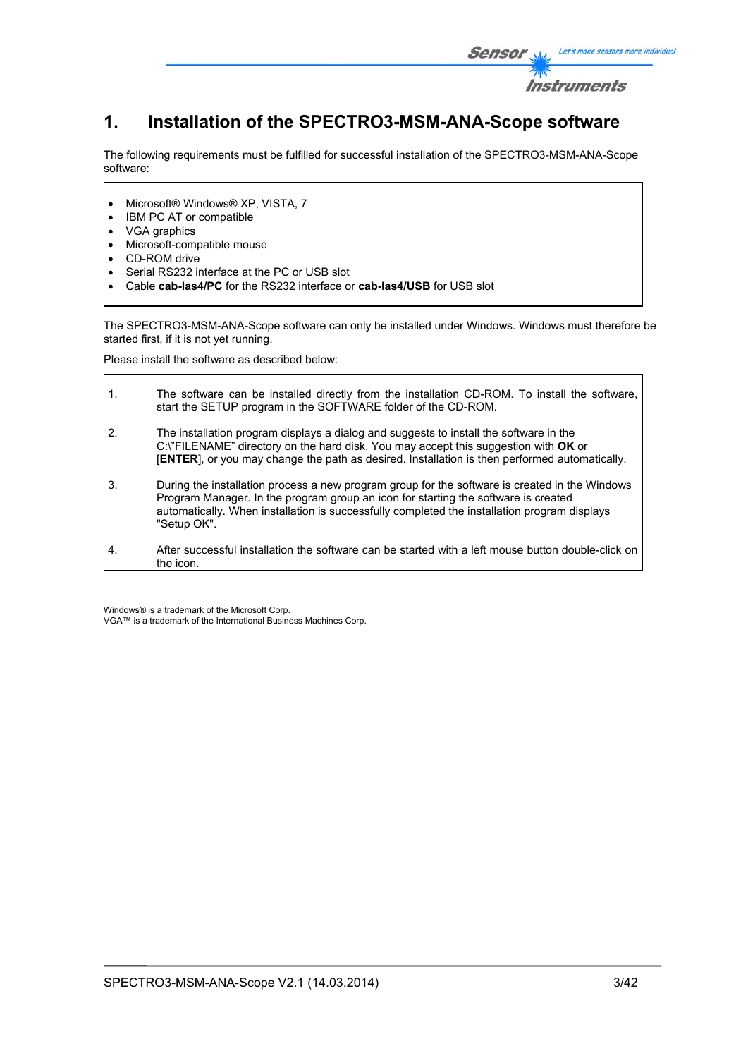# 1. Installation of the SPECTRO3-MSM-ANA-Scope software

The following requirements must be fulfilled for successful installation of the SPECTRO3-MSM-ANA-Scope software:

- Microsoft® Windows® XP, VISTA, 7
- IBM PC AT or compatible
- VGA graphics
- Microsoft-compatible mouse
- CD-ROM drive
- Serial RS232 interface at the PC or USB slot
- Cable **cab-las4/PC** for the RS232 interface or **cab-las4/USB** for USB slot

The SPECTRO3-MSM-ANA-Scope software can only be installed under Windows. Windows must therefore be started first, if it is not yet running.

Please install the software as described below:

1. The software can be installed directly from the installation CD-ROM. To install the software, start the SETUP program in the SOFTWARE folder of the CD-ROM.
2. The installation program displays a dialog and suggests to install the software in the C:\"FILENAME" directory on the hard disk. You may accept this suggestion with **OK** or [**ENTER**], or you may change the path as desired. Installation is then performed automatically.
3. During the installation process a new program group for the software is created in the Windows Program Manager. In the program group an icon for starting the software is created automatically. When installation is successfully completed the installation program displays "Setup OK".
4. After successful installation the software can be started with a left mouse button double-click on the icon.

Windows® is a trademark of the Microsoft Corp.
VGA™ is a trademark of the International Business Machines Corp.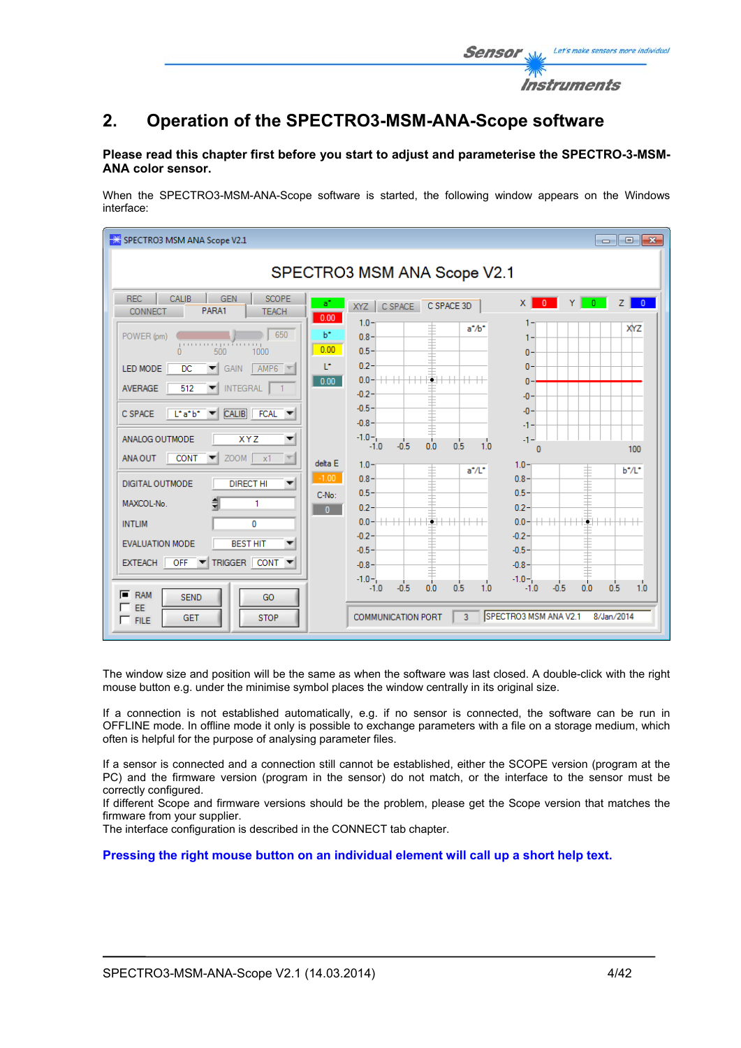## 2. Operation of the SPECTRO3-MSM-ANA-Scope software

**Please read this chapter first before you start to adjust and parameterise the SPECTRO-3-MSM-ANA color sensor.**

When the SPECTRO3-MSM-ANA-Scope software is started, the following window appears on the Windows interface:

The window size and position will be the same as when the software was last closed. A double-click with the right mouse button e.g. under the minimise symbol places the window centrally in its original size.

If a connection is not established automatically, e.g. if no sensor is connected, the software can be run in OFFLINE mode. In offline mode it only is possible to exchange parameters with a file on a storage medium, which often is helpful for the purpose of analysing parameter files.

If a sensor is connected and a connection still cannot be established, either the SCOPE version (program at the PC) and the firmware version (program in the sensor) do not match, or the interface to the sensor must be correctly configured.
If different Scope and firmware versions should be the problem, please get the Scope version that matches the firmware from your supplier.
The interface configuration is described in the CONNECT tab chapter.

**Pressing the right mouse button on an individual element will call up a short help text.**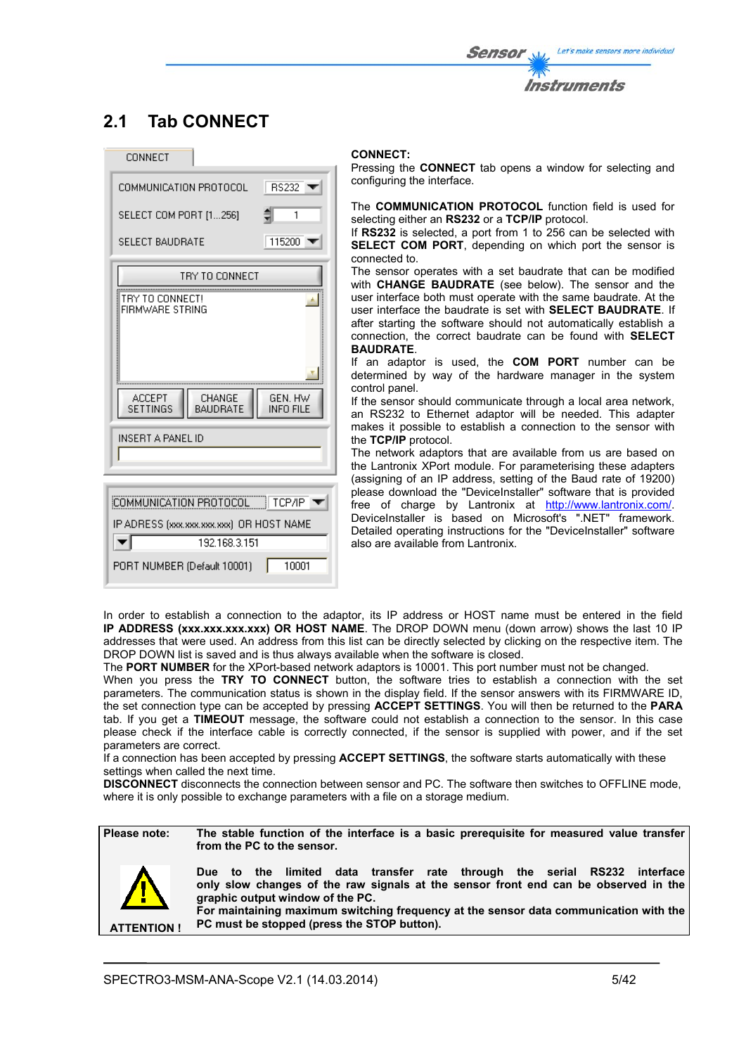## 2.1 Tab CONNECT

**CONNECT:**
Pressing the **CONNECT** tab opens a window for selecting and configuring the interface.

The **COMMUNICATION PROTOCOL** function field is used for selecting either an **RS232** or a **TCP/IP** protocol.
If **RS232** is selected, a port from 1 to 256 can be selected with **SELECT COM PORT**, depending on which port the sensor is connected to.
The sensor operates with a set baudrate that can be modified with **CHANGE BAUDRATE** (see below). The sensor and the user interface both must operate with the same baudrate. At the user interface the baudrate is set with **SELECT BAUDRATE**. If after starting the software should not automatically establish a connection, the correct baudrate can be found with **SELECT BAUDRATE**.
If an adaptor is used, the **COM PORT** number can be determined by way of the hardware manager in the system control panel.
If the sensor should communicate through a local area network, an RS232 to Ethernet adaptor will be needed. This adapter makes it possible to establish a connection to the sensor with the **TCP/IP** protocol.
The network adaptors that are available from us are based on the Lantronix XPort module. For parameterising these adapters (assigning of an IP address, setting of the Baud rate of 19200) please download the "DeviceInstaller" software that is provided free of charge by Lantronix at http://www.lantronix.com/. DeviceInstaller is based on Microsoft's ".NET" framework. Detailed operating instructions for the "DeviceInstaller" software also are available from Lantronix.

In order to establish a connection to the adaptor, its IP address or HOST name must be entered in the field **IP ADDRESS (xxx.xxx.xxx.xxx) OR HOST NAME**. The DROP DOWN menu (down arrow) shows the last 10 IP addresses that were used. An address from this list can be directly selected by clicking on the respective item. The DROP DOWN list is saved and is thus always available when the software is closed.
The **PORT NUMBER** for the XPort-based network adaptors is 10001. This port number must not be changed.
When you press the **TRY TO CONNECT** button, the software tries to establish a connection with the set parameters. The communication status is shown in the display field. If the sensor answers with its FIRMWARE ID, the set connection type can be accepted by pressing **ACCEPT SETTINGS**. You will then be returned to the **PARA** tab. If you get a **TIMEOUT** message, the software could not establish a connection to the sensor. In this case please check if the interface cable is correctly connected, if the sensor is supplied with power, and if the set parameters are correct.
If a connection has been accepted by pressing **ACCEPT SETTINGS**, the software starts automatically with these settings when called the next time.
**DISCONNECT** disconnects the connection between sensor and PC. The software then switches to OFFLINE mode, where it is only possible to exchange parameters with a file on a storage medium.

| | |
|---|---|
| **Please note:** | **The stable function of the interface is a basic prerequisite for measured value transfer from the PC to the sensor.** |
| **ATTENTION !** | **Due to the limited data transfer rate through the serial RS232 interface only slow changes of the raw signals at the sensor front end can be observed in the graphic output window of the PC.** **For maintaining maximum switching frequency at the sensor data communication with the PC must be stopped (press the STOP button).** |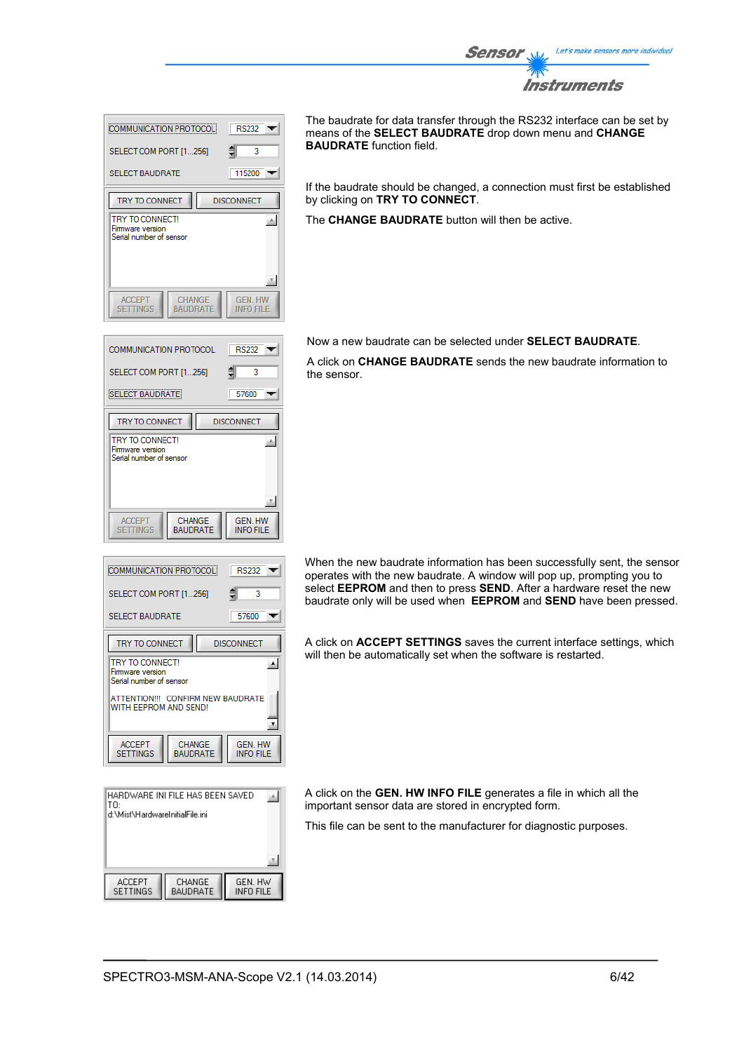The baudrate for data transfer through the RS232 interface can be set by means of the **SELECT BAUDRATE** drop down menu and **CHANGE BAUDRATE** function field.

If the baudrate should be changed, a connection must first be established by clicking on **TRY TO CONNECT**.

The **CHANGE BAUDRATE** button will then be active.

Now a new baudrate can be selected under **SELECT BAUDRATE**.

A click on **CHANGE BAUDRATE** sends the new baudrate information to the sensor.

When the new baudrate information has been successfully sent, the sensor operates with the new baudrate. A window will pop up, prompting you to select **EEPROM** and then to press **SEND**. After a hardware reset the new baudrate only will be used when **EEPROM** and **SEND** have been pressed.

A click on **ACCEPT SETTINGS** saves the current interface settings, which will then be automatically set when the software is restarted.

A click on the **GEN. HW INFO FILE** generates a file in which all the important sensor data are stored in encrypted form.

This file can be sent to the manufacturer for diagnostic purposes.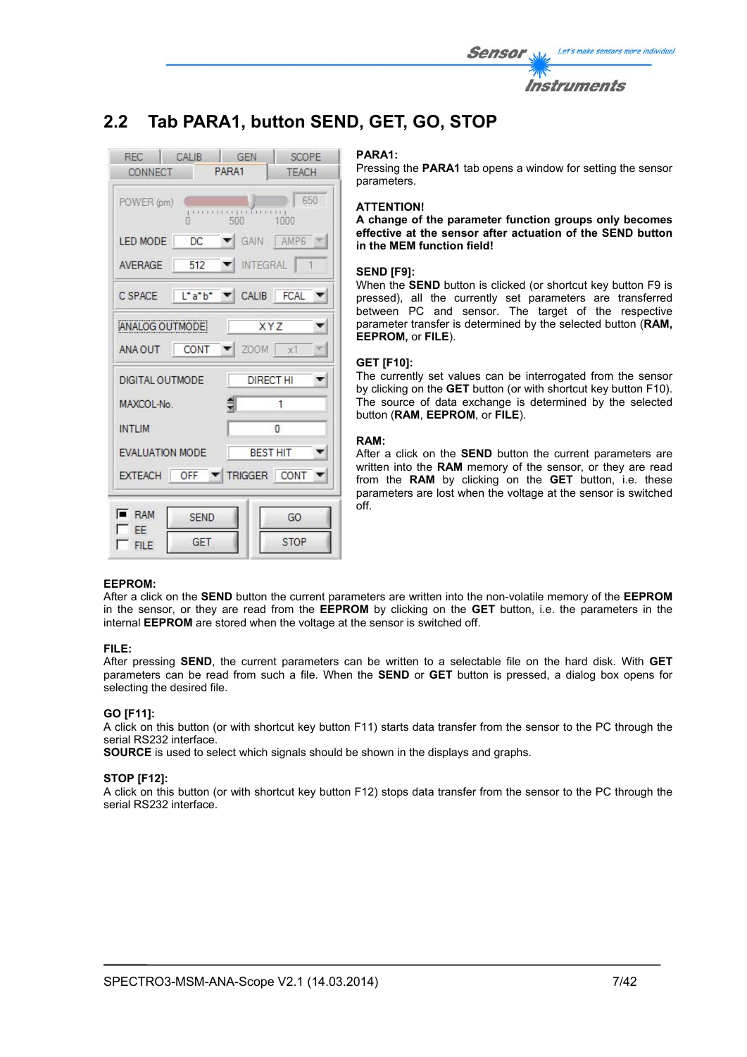## 2.2 Tab PARA1, button SEND, GET, GO, STOP

**PARA1:**
Pressing the **PARA1** tab opens a window for setting the sensor parameters.

**ATTENTION!**
**A change of the parameter function groups only becomes effective at the sensor after actuation of the SEND button in the MEM function field!**

**SEND [F9]:**
When the **SEND** button is clicked (or shortcut key button F9 is pressed), all the currently set parameters are transferred between PC and sensor. The target of the respective parameter transfer is determined by the selected button (**RAM, EEPROM,** or **FILE**).

**GET [F10]:**
The currently set values can be interrogated from the sensor by clicking on the **GET** button (or with shortcut key button F10). The source of data exchange is determined by the selected button (**RAM**, **EEPROM**, or **FILE**).

**RAM:**
After a click on the **SEND** button the current parameters are written into the **RAM** memory of the sensor, or they are read from the **RAM** by clicking on the **GET** button, i.e. these parameters are lost when the voltage at the sensor is switched off.

**EEPROM:**
After a click on the **SEND** button the current parameters are written into the non-volatile memory of the **EEPROM** in the sensor, or they are read from the **EEPROM** by clicking on the **GET** button, i.e. the parameters in the internal **EEPROM** are stored when the voltage at the sensor is switched off.

**FILE:**
After pressing **SEND**, the current parameters can be written to a selectable file on the hard disk. With **GET** parameters can be read from such a file. When the **SEND** or **GET** button is pressed, a dialog box opens for selecting the desired file.

**GO [F11]:**
A click on this button (or with shortcut key button F11) starts data transfer from the sensor to the PC through the serial RS232 interface.
**SOURCE** is used to select which signals should be shown in the displays and graphs.

**STOP [F12]:**
A click on this button (or with shortcut key button F12) stops data transfer from the sensor to the PC through the serial RS232 interface.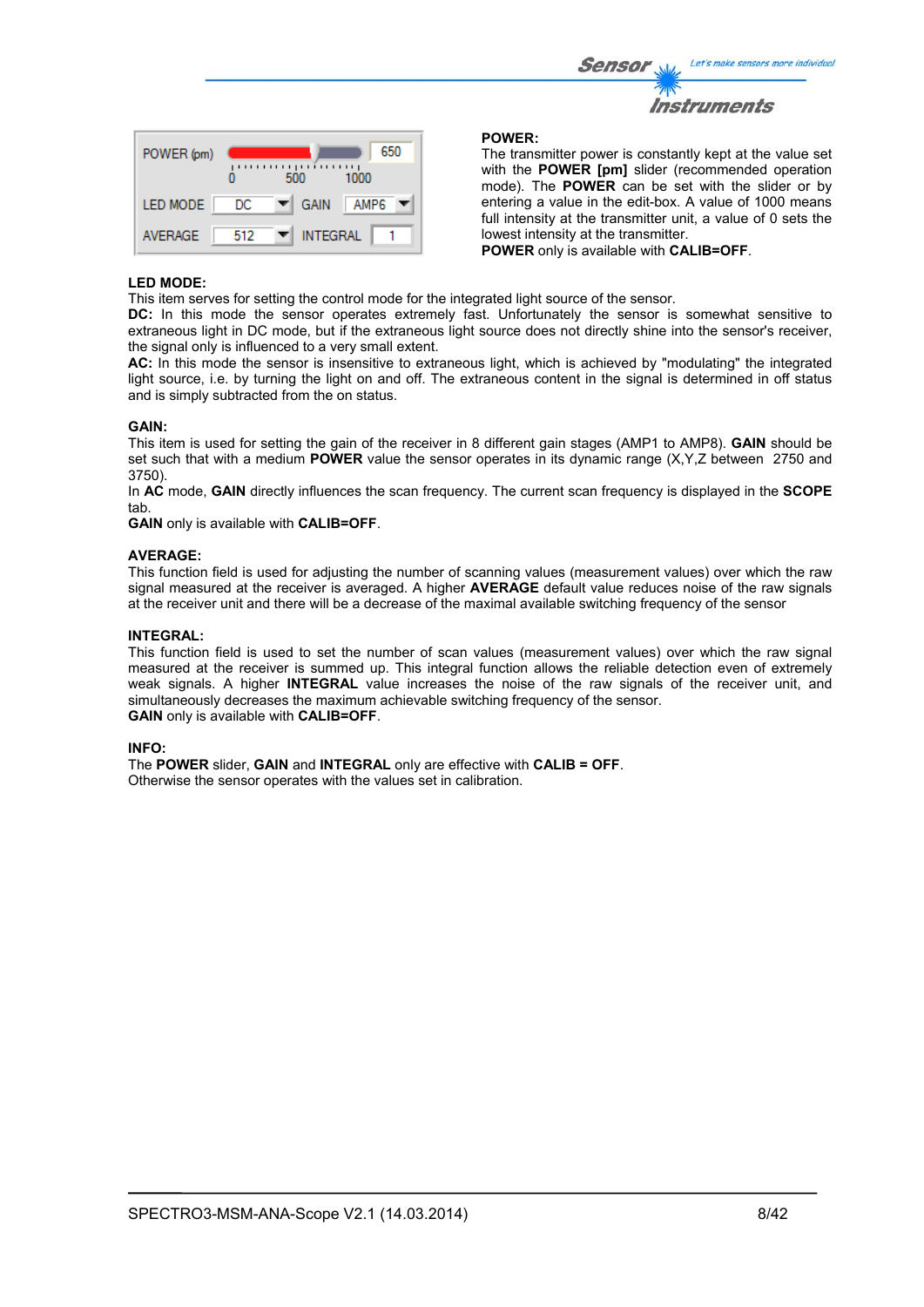**POWER:**
The transmitter power is constantly kept at the value set with the **POWER [pm]** slider (recommended operation mode). The **POWER** can be set with the slider or by entering a value in the edit-box. A value of 1000 means full intensity at the transmitter unit, a value of 0 sets the lowest intensity at the transmitter.
**POWER** only is available with **CALIB=OFF**.

**LED MODE:**
This item serves for setting the control mode for the integrated light source of the sensor.
**DC:** In this mode the sensor operates extremely fast. Unfortunately the sensor is somewhat sensitive to extraneous light in DC mode, but if the extraneous light source does not directly shine into the sensor's receiver, the signal only is influenced to a very small extent.
**AC:** In this mode the sensor is insensitive to extraneous light, which is achieved by "modulating" the integrated light source, i.e. by turning the light on and off. The extraneous content in the signal is determined in off status and is simply subtracted from the on status.

**GAIN:**
This item is used for setting the gain of the receiver in 8 different gain stages (AMP1 to AMP8). **GAIN** should be set such that with a medium **POWER** value the sensor operates in its dynamic range (X,Y,Z between 2750 and 3750).
In **AC** mode, **GAIN** directly influences the scan frequency. The current scan frequency is displayed in the **SCOPE** tab.
**GAIN** only is available with **CALIB=OFF**.

**AVERAGE:**
This function field is used for adjusting the number of scanning values (measurement values) over which the raw signal measured at the receiver is averaged. A higher **AVERAGE** default value reduces noise of the raw signals at the receiver unit and there will be a decrease of the maximal available switching frequency of the sensor

**INTEGRAL:**
This function field is used to set the number of scan values (measurement values) over which the raw signal measured at the receiver is summed up. This integral function allows the reliable detection even of extremely weak signals. A higher **INTEGRAL** value increases the noise of the raw signals of the receiver unit, and simultaneously decreases the maximum achievable switching frequency of the sensor.
**GAIN** only is available with **CALIB=OFF**.

**INFO:**
The **POWER** slider, **GAIN** and **INTEGRAL** only are effective with **CALIB = OFF**.
Otherwise the sensor operates with the values set in calibration.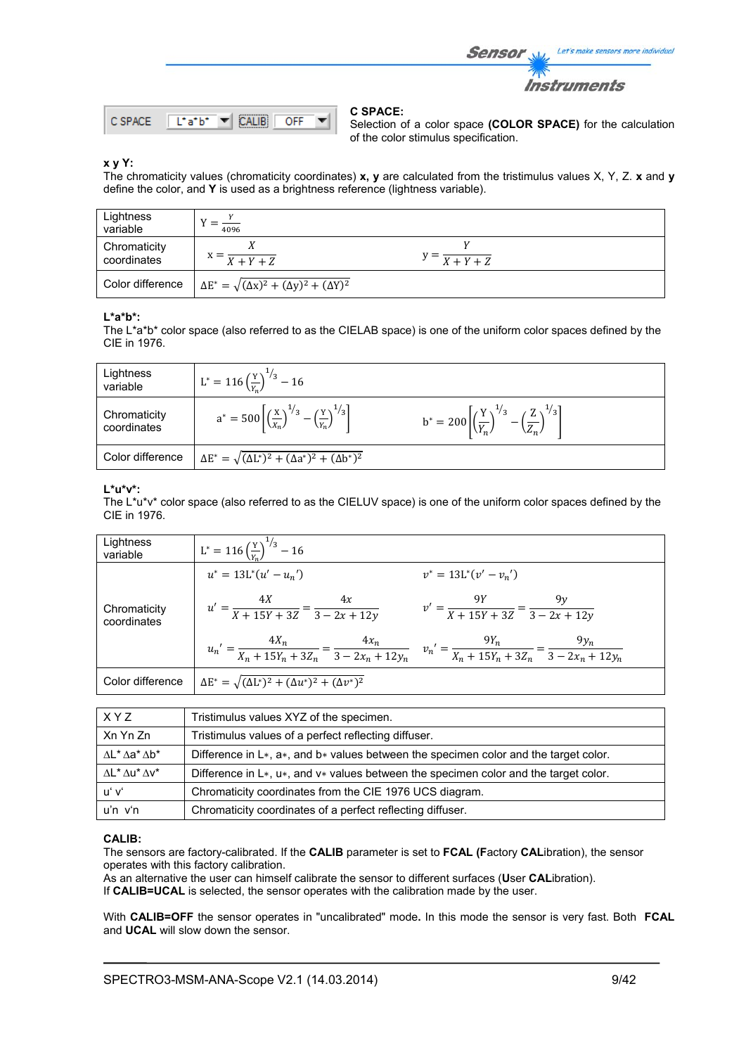C SPACE L*a*b* CALIB OFF

**C SPACE:**
Selection of a color space **(COLOR SPACE)** for the calculation of the color stimulus specification.

**x y Y:**
The chromaticity values (chromaticity coordinates) **x, y** are calculated from the tristimulus values X, Y, Z. **x** and **y** define the color, and **Y** is used as a brightness reference (lightness variable).

| | | |
|---|---|---|
| Lightness variable | $Y = \frac{Y}{4096}$ | |
| Chromaticity coordinates | $x = \frac{X}{X+Y+Z}$ | $y = \frac{Y}{X+Y+Z}$ |
| Color difference | $\Delta E^* = \sqrt{(\Delta x)^2 + (\Delta y)^2 + (\Delta Y)^2}$ | |

**L*a*b*:**
The L*a*b* color space (also referred to as the CIELAB space) is one of the uniform color spaces defined by the CIE in 1976.

| | | |
|---|---|---|
| Lightness variable | $L^* = 116\left(\frac{Y}{Y_n}\right)^{1/3} - 16$ | |
| Chromaticity coordinates | $a^* = 500\left[\left(\frac{X}{X_n}\right)^{1/3} - \left(\frac{Y}{Y_n}\right)^{1/3}\right]$ | $b^* = 200\left[\left(\frac{Y}{Y_n}\right)^{1/3} - \left(\frac{Z}{Z_n}\right)^{1/3}\right]$ |
| Color difference | $\Delta E^* = \sqrt{(\Delta L^*)^2 + (\Delta a^*)^2 + (\Delta b^*)^2}$ | |

**L*u*v*:**
The L*u*v* color space (also referred to as the CIELUV space) is one of the uniform color spaces defined by the CIE in 1976.

| | | |
|---|---|---|
| Lightness variable | $L^* = 116\left(\frac{Y}{Y_n}\right)^{1/3} - 16$ | |
| Chromaticity coordinates | $u^* = 13L^*(u' - u_n')$ | $v^* = 13L^*(v' - v_n')$ |
| | $u' = \frac{4X}{X+15Y+3Z} = \frac{4x}{3-2x+12y}$ | $v' = \frac{9Y}{X+15Y+3Z} = \frac{9y}{3-2x+12y}$ |
| | $u_n' = \frac{4X_n}{X_n+15Y_n+3Z_n} = \frac{4x_n}{3-2x_n+12y_n}$ | $v_n' = \frac{9Y_n}{X_n+15Y_n+3Z_n} = \frac{9y_n}{3-2x_n+12y_n}$ |
| Color difference | $\Delta E^* = \sqrt{(\Delta L^*)^2 + (\Delta u^*)^2 + (\Delta v^*)^2}$ | |

| | |
|---|---|
| X Y Z | Tristimulus values XYZ of the specimen. |
| Xn Yn Zn | Tristimulus values of a perfect reflecting diffuser. |
| ΔL* Δa* Δb* | Difference in L*, a*, and b* values between the specimen color and the target color. |
| ΔL* Δu* Δv* | Difference in L*, u*, and v* values between the specimen color and the target color. |
| u' v' | Chromaticity coordinates from the CIE 1976 UCS diagram. |
| u'n v'n | Chromaticity coordinates of a perfect reflecting diffuser. |

**CALIB:**
The sensors are factory-calibrated. If the **CALIB** parameter is set to **FCAL (F**actory **CAL**ibration), the sensor operates with this factory calibration.
As an alternative the user can himself calibrate the sensor to different surfaces (**U**ser **CAL**ibration).
If **CALIB=UCAL** is selected, the sensor operates with the calibration made by the user.

With **CALIB=OFF** the sensor operates in "uncalibrated" mode**.** In this mode the sensor is very fast. Both **FCAL** and **UCAL** will slow down the sensor.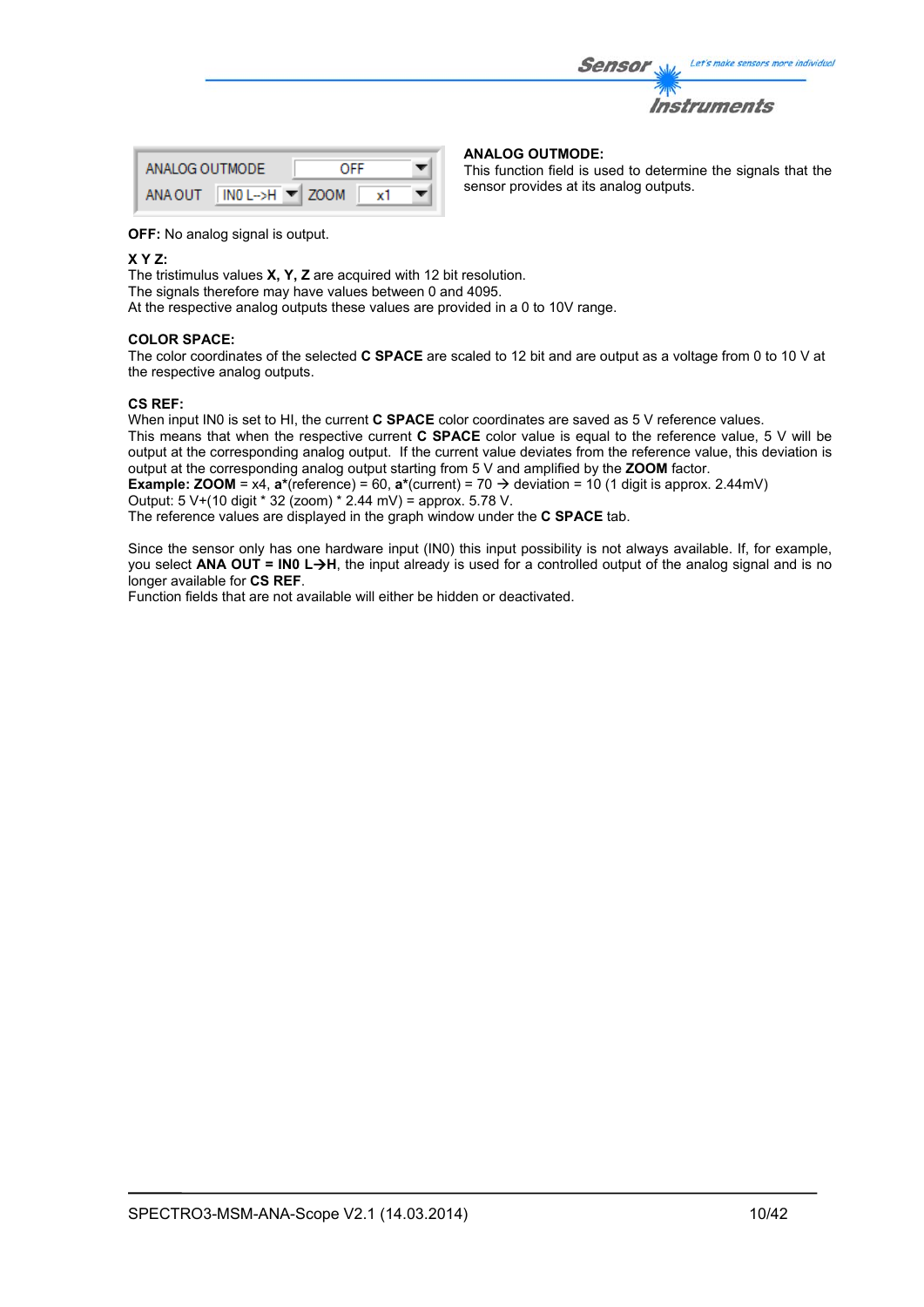ANALOG OUTMODE | OFF
ANA OUT | IN0 L-->H | ZOOM | x1

**ANALOG OUTMODE:**
This function field is used to determine the signals that the sensor provides at its analog outputs.

**OFF:** No analog signal is output.

**X Y Z:**
The tristimulus values **X, Y, Z** are acquired with 12 bit resolution.
The signals therefore may have values between 0 and 4095.
At the respective analog outputs these values are provided in a 0 to 10V range.

**COLOR SPACE:**
The color coordinates of the selected **C SPACE** are scaled to 12 bit and are output as a voltage from 0 to 10 V at the respective analog outputs.

**CS REF:**
When input IN0 is set to HI, the current **C SPACE** color coordinates are saved as 5 V reference values.
This means that when the respective current **C SPACE** color value is equal to the reference value, 5 V will be output at the corresponding analog output. If the current value deviates from the reference value, this deviation is output at the corresponding analog output starting from 5 V and amplified by the **ZOOM** factor.
**Example: ZOOM** = x4, **a***(reference) = 60, **a***(current) = 70 → deviation = 10 (1 digit is approx. 2.44mV)
Output: 5 V+(10 digit * 32 (zoom) * 2.44 mV) = approx. 5.78 V.
The reference values are displayed in the graph window under the **C SPACE** tab.

Since the sensor only has one hardware input (IN0) this input possibility is not always available. If, for example, you select **ANA OUT = IN0 L→H**, the input already is used for a controlled output of the analog signal and is no longer available for **CS REF**.
Function fields that are not available will either be hidden or deactivated.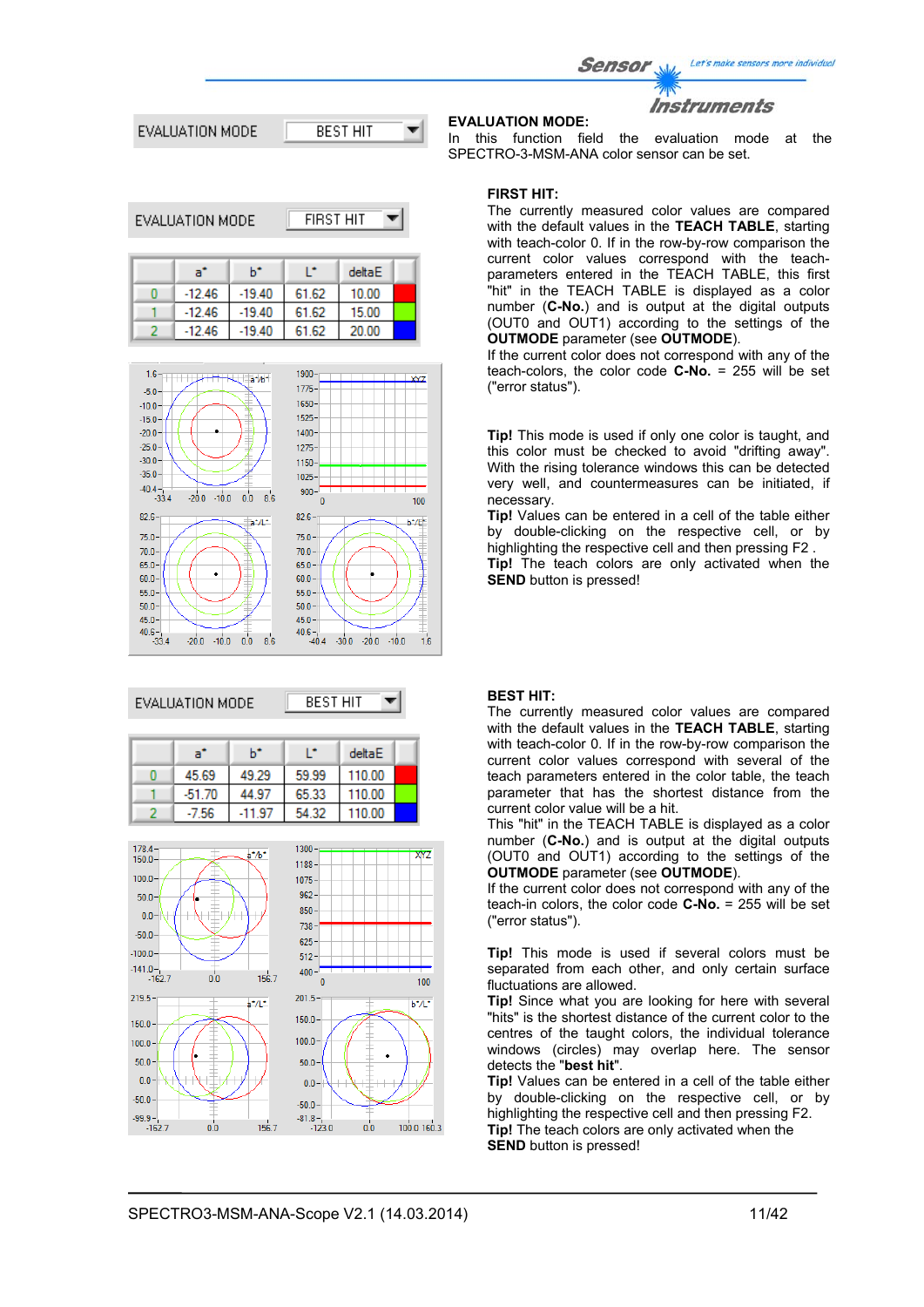EVALUATION MODE | BEST HIT

**EVALUATION MODE:**
In this function field the evaluation mode at the SPECTRO-3-MSM-ANA color sensor can be set.

EVALUATION MODE | FIRST HIT

| | a* | b* | L* | deltaE | |
|---|---|---|---|---|---|
| 0 | -12.46 | -19.40 | 61.62 | 10.00 | |
| 1 | -12.46 | -19.40 | 61.62 | 15.00 | |
| 2 | -12.46 | -19.40 | 61.62 | 20.00 | |

a*/b*
1.6
-5.0
-10.0
-15.0
-20.0
-25.0
-30.0
-35.0
-40.4
-33.4 -20.0 -10.0 0.0 8.6

XYZ
1900
1775
1650
1525
1400
1275
1150
1025
900
0 100

a*/L*
82.6
75.0
70.0
65.0
60.0
55.0
50.0
45.0
40.6
-33.4 -20.0 -10.0 0.0 8.6

b*/L*
82.6
75.0
70.0
65.0
60.0
55.0
50.0
45.0
40.6
-40.4 -30.0 -20.0 -10.0 1.6

**FIRST HIT:**
The currently measured color values are compared with the default values in the **TEACH TABLE**, starting with teach-color 0. If in the row-by-row comparison the current color values correspond with the teach-parameters entered in the TEACH TABLE, this first "hit" in the TEACH TABLE is displayed as a color number (**C-No.**) and is output at the digital outputs (OUT0 and OUT1) according to the settings of the **OUTMODE** parameter (see **OUTMODE**).
If the current color does not correspond with any of the teach-colors, the color code **C-No.** = 255 will be set ("error status").

**Tip!** This mode is used if only one color is taught, and this color must be checked to avoid "drifting away". With the rising tolerance windows this can be detected very well, and countermeasures can be initiated, if necessary.
**Tip!** Values can be entered in a cell of the table either by double-clicking on the respective cell, or by highlighting the respective cell and then pressing F2 .
**Tip!** The teach colors are only activated when the **SEND** button is pressed!

EVALUATION MODE | BEST HIT

| | a* | b* | L* | deltaE | |
|---|---|---|---|---|---|
| 0 | 45.69 | 49.29 | 59.99 | 110.00 | |
| 1 | -51.70 | 44.97 | 65.33 | 110.00 | |
| 2 | -7.56 | -11.97 | 54.32 | 110.00 | |

a*/b*
178.4
150.0
100.0
50.0
0.0
-50.0
-100.0
-141.0
-162.7 0.0 156.7

XYZ
1300
1188
1075
962
850
738
625
512
400
0 100

a*/L*
219.5
150.0
100.0
50.0
0.0
-50.0
-99.9
-162.7 0.0 156.7

b*/L*
201.5
150.0
100.0
50.0
0.0
-50.0
-81.8
-123.0 0.0 100.0 160.3

**BEST HIT:**
The currently measured color values are compared with the default values in the **TEACH TABLE**, starting with teach-color 0. If in the row-by-row comparison the current color values correspond with several of the teach parameters entered in the color table, the teach parameter that has the shortest distance from the current color value will be a hit.
This "hit" in the TEACH TABLE is displayed as a color number (**C-No.**) and is output at the digital outputs (OUT0 and OUT1) according to the settings of the **OUTMODE** parameter (see **OUTMODE**).
If the current color does not correspond with any of the teach-in colors, the color code **C-No.** = 255 will be set ("error status").

**Tip!** This mode is used if several colors must be separated from each other, and only certain surface fluctuations are allowed.
**Tip!** Since what you are looking for here with several "hits" is the shortest distance of the current color to the centres of the taught colors, the individual tolerance windows (circles) may overlap here. The sensor detects the "**best hit**".
**Tip!** Values can be entered in a cell of the table either by double-clicking on the respective cell, or by highlighting the respective cell and then pressing F2.
**Tip!** The teach colors are only activated when the **SEND** button is pressed!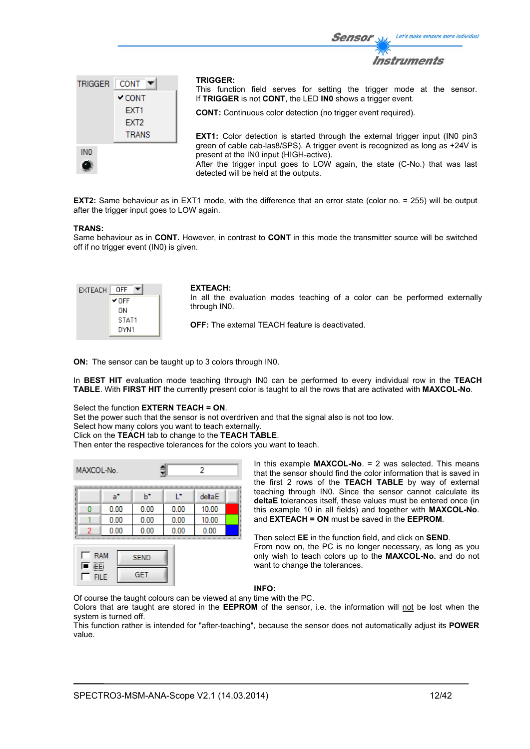**TRIGGER:**
This function field serves for setting the trigger mode at the sensor.
If **TRIGGER** is not **CONT**, the LED **IN0** shows a trigger event.

**CONT:** Continuous color detection (no trigger event required).

**EXT1:** Color detection is started through the external trigger input (IN0 pin3 green of cable cab-las8/SPS). A trigger event is recognized as long as +24V is present at the IN0 input (HIGH-active).
After the trigger input goes to LOW again, the state (C-No.) that was last detected will be held at the outputs.

**EXT2:** Same behaviour as in EXT1 mode, with the difference that an error state (color no. = 255) will be output after the trigger input goes to LOW again.

**TRANS:**
Same behaviour as in **CONT.** However, in contrast to **CONT** in this mode the transmitter source will be switched off if no trigger event (IN0) is given.

**EXTEACH:**
In all the evaluation modes teaching of a color can be performed externally through IN0.

**OFF:** The external TEACH feature is deactivated.

**ON:** The sensor can be taught up to 3 colors through IN0.

In **BEST HIT** evaluation mode teaching through IN0 can be performed to every individual row in the **TEACH TABLE**. With **FIRST HIT** the currently present color is taught to all the rows that are activated with **MAXCOL-No**.

Select the function **EXTERN TEACH = ON**.
Set the power such that the sensor is not overdriven and that the signal also is not too low.
Select how many colors you want to teach externally.
Click on the **TEACH** tab to change to the **TEACH TABLE**.
Then enter the respective tolerances for the colors you want to teach.

MAXCOL-No. 2

| | a* | b* | L* | deltaE |
|---|---|---|---|---|
| 0 | 0.00 | 0.00 | 0.00 | 10.00 |
| 1 | 0.00 | 0.00 | 0.00 | 10.00 |
| 2 | 0.00 | 0.00 | 0.00 | 0.00 |

RAM
EE
FILE
SEND
GET

In this example **MAXCOL-No**. = 2 was selected. This means that the sensor should find the color information that is saved in the first 2 rows of the **TEACH TABLE** by way of external teaching through IN0. Since the sensor cannot calculate its **deltaE** tolerances itself, these values must be entered once (in this example 10 in all fields) and together with **MAXCOL-No**. and **EXTEACH = ON** must be saved in the **EEPROM**.

Then select **EE** in the function field, and click on **SEND**.
From now on, the PC is no longer necessary, as long as you only wish to teach colors up to the **MAXCOL-No.** and do not want to change the tolerances.

**INFO:**
Of course the taught colours can be viewed at any time with the PC.
Colors that are taught are stored in the **EEPROM** of the sensor, i.e. the information will not be lost when the system is turned off.
This function rather is intended for "after-teaching", because the sensor does not automatically adjust its **POWER** value.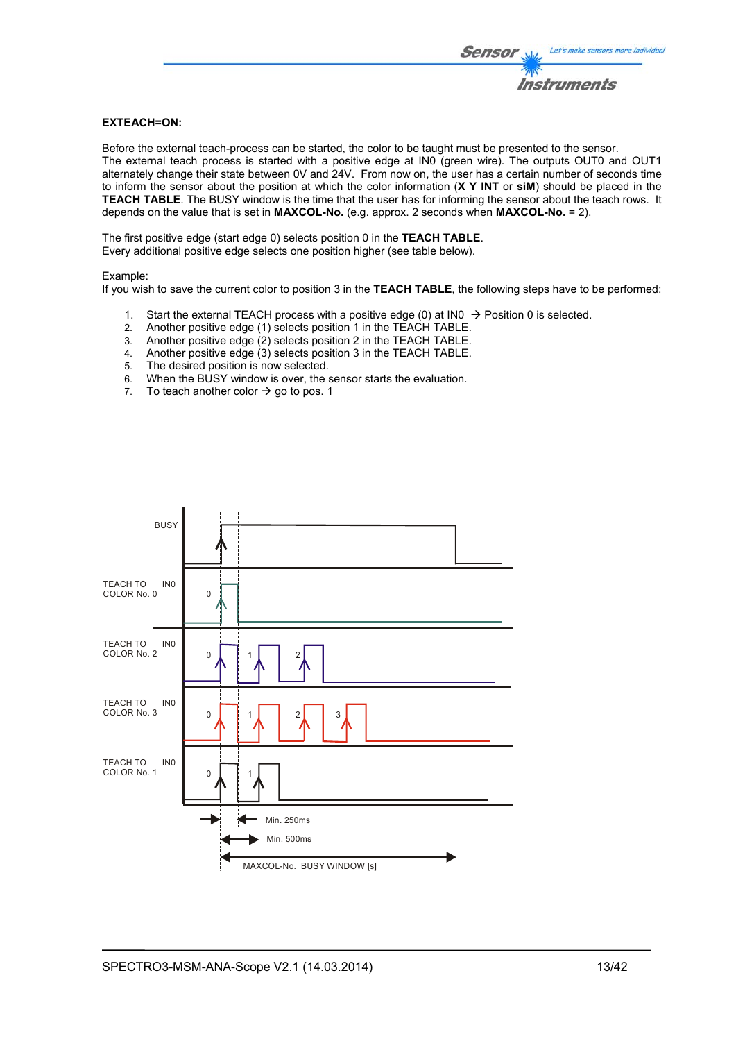**EXTEACH=ON:**

Before the external teach-process can be started, the color to be taught must be presented to the sensor.
The external teach process is started with a positive edge at IN0 (green wire). The outputs OUT0 and OUT1 alternately change their state between 0V and 24V. From now on, the user has a certain number of seconds time to inform the sensor about the position at which the color information (**X Y INT** or **siM**) should be placed in the **TEACH TABLE**. The BUSY window is the time that the user has for informing the sensor about the teach rows. It depends on the value that is set in **MAXCOL-No.** (e.g. approx. 2 seconds when **MAXCOL-No.** = 2).

The first positive edge (start edge 0) selects position 0 in the **TEACH TABLE**.
Every additional positive edge selects one position higher (see table below).

Example:
If you wish to save the current color to position 3 in the **TEACH TABLE**, the following steps have to be performed:

1. Start the external TEACH process with a positive edge (0) at IN0 → Position 0 is selected.
2. Another positive edge (1) selects position 1 in the TEACH TABLE.
3. Another positive edge (2) selects position 2 in the TEACH TABLE.
4. Another positive edge (3) selects position 3 in the TEACH TABLE.
5. The desired position is now selected.
6. When the BUSY window is over, the sensor starts the evaluation.
7. To teach another color → go to pos. 1

BUSY

TEACH TO COLOR No. 0 IN0
0

TEACH TO COLOR No. 2 IN0
0 1 2

TEACH TO COLOR No. 3 IN0
0 1 2 3

TEACH TO COLOR No. 1 IN0
0 1

Min. 250ms

Min. 500ms

MAXCOL-No. BUSY WINDOW [s]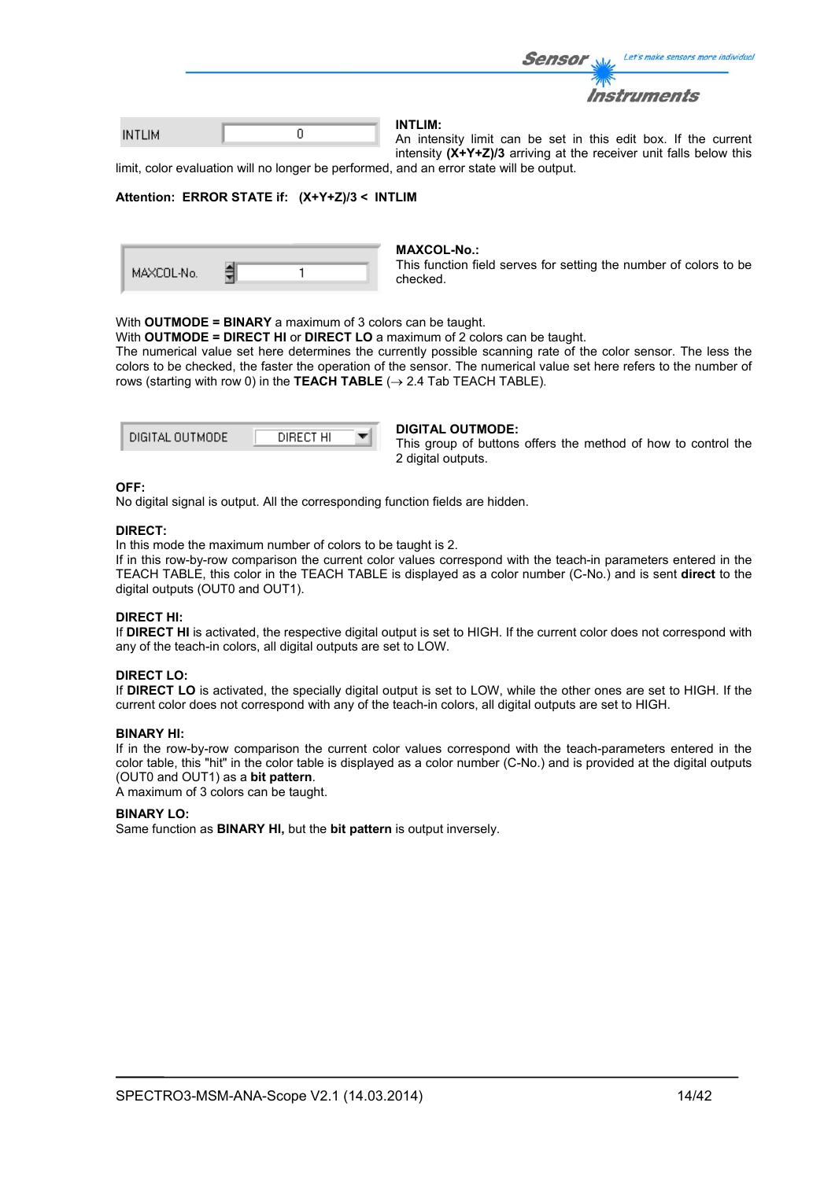INTLIM 0

**INTLIM:**
An intensity limit can be set in this edit box. If the current intensity **(X+Y+Z)/3** arriving at the receiver unit falls below this limit, color evaluation will no longer be performed, and an error state will be output.

**Attention: ERROR STATE if: (X+Y+Z)/3 < INTLIM**

MAXCOL-No. 1

**MAXCOL-No.:**
This function field serves for setting the number of colors to be checked.

With **OUTMODE = BINARY** a maximum of 3 colors can be taught.
With **OUTMODE = DIRECT HI** or **DIRECT LO** a maximum of 2 colors can be taught.
The numerical value set here determines the currently possible scanning rate of the color sensor. The less the colors to be checked, the faster the operation of the sensor. The numerical value set here refers to the number of rows (starting with row 0) in the **TEACH TABLE** (→ 2.4 Tab TEACH TABLE).

DIGITAL OUTMODE DIRECT HI

**DIGITAL OUTMODE:**
This group of buttons offers the method of how to control the 2 digital outputs.

**OFF:**
No digital signal is output. All the corresponding function fields are hidden.

**DIRECT:**
In this mode the maximum number of colors to be taught is 2.
If in this row-by-row comparison the current color values correspond with the teach-in parameters entered in the TEACH TABLE, this color in the TEACH TABLE is displayed as a color number (C-No.) and is sent **direct** to the digital outputs (OUT0 and OUT1).

**DIRECT HI:**
If **DIRECT HI** is activated, the respective digital output is set to HIGH. If the current color does not correspond with any of the teach-in colors, all digital outputs are set to LOW.

**DIRECT LO:**
If **DIRECT LO** is activated, the specially digital output is set to LOW, while the other ones are set to HIGH. If the current color does not correspond with any of the teach-in colors, all digital outputs are set to HIGH.

**BINARY HI:**
If in the row-by-row comparison the current color values correspond with the teach-parameters entered in the color table, this "hit" in the color table is displayed as a color number (C-No.) and is provided at the digital outputs (OUT0 and OUT1) as a **bit pattern**.
A maximum of 3 colors can be taught.

**BINARY LO:**
Same function as **BINARY HI,** but the **bit pattern** is output inversely.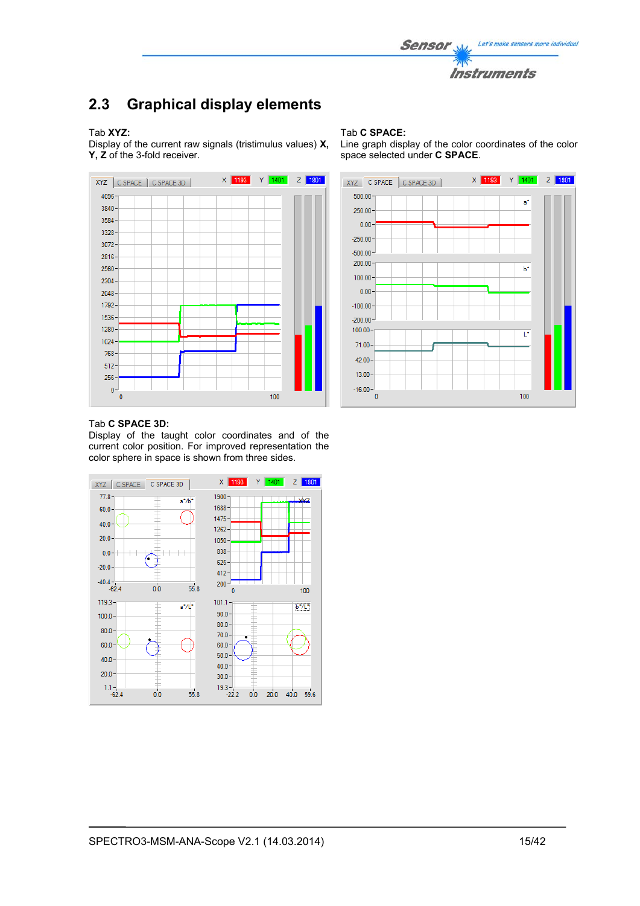## 2.3 Graphical display elements

Tab **XYZ:**
Display of the current raw signals (tristimulus values) **X, Y, Z** of the 3-fold receiver.

Tab **C SPACE:**
Line graph display of the color coordinates of the color space selected under **C SPACE**.

Tab **C SPACE 3D:**
Display of the taught color coordinates and of the current color position. For improved representation the color sphere in space is shown from three sides.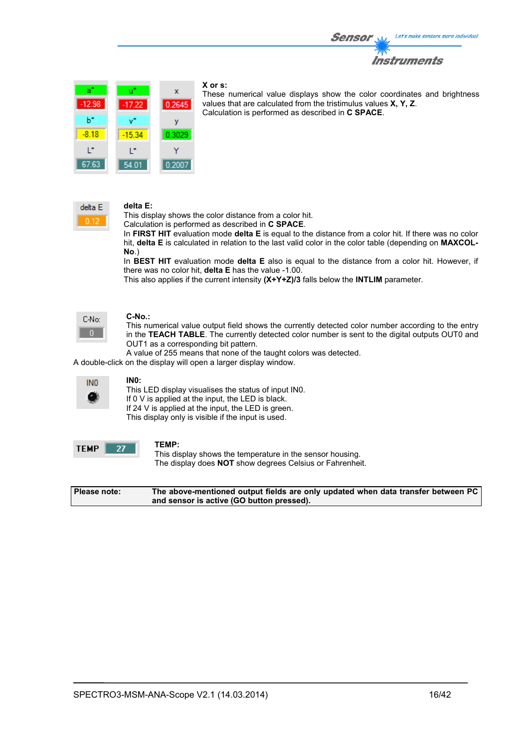**X or s:**
These numerical value displays show the color coordinates and brightness values that are calculated from the tristimulus values **X, Y, Z**.
Calculation is performed as described in **C SPACE**.

**delta E:**
This display shows the color distance from a color hit.
Calculation is performed as described in **C SPACE**.
In **FIRST HIT** evaluation mode **delta E** is equal to the distance from a color hit. If there was no color hit, **delta E** is calculated in relation to the last valid color in the color table (depending on **MAXCOL-No**.)
In **BEST HIT** evaluation mode **delta E** also is equal to the distance from a color hit. However, if there was no color hit, **delta E** has the value -1.00.
This also applies if the current intensity **(X+Y+Z)/3** falls below the **INTLIM** parameter.

**C-No.:**
This numerical value output field shows the currently detected color number according to the entry in the **TEACH TABLE**. The currently detected color number is sent to the digital outputs OUT0 and OUT1 as a corresponding bit pattern.
A value of 255 means that none of the taught colors was detected.
A double-click on the display will open a larger display window.

**IN0:**
This LED display visualises the status of input IN0.
If 0 V is applied at the input, the LED is black.
If 24 V is applied at the input, the LED is green.
This display only is visible if the input is used.

**TEMP:**
This display shows the temperature in the sensor housing.
The display does **NOT** show degrees Celsius or Fahrenheit.

| | |
|---|---|
| **Please note:** | **The above-mentioned output fields are only updated when data transfer between PC and sensor is active (GO button pressed).** |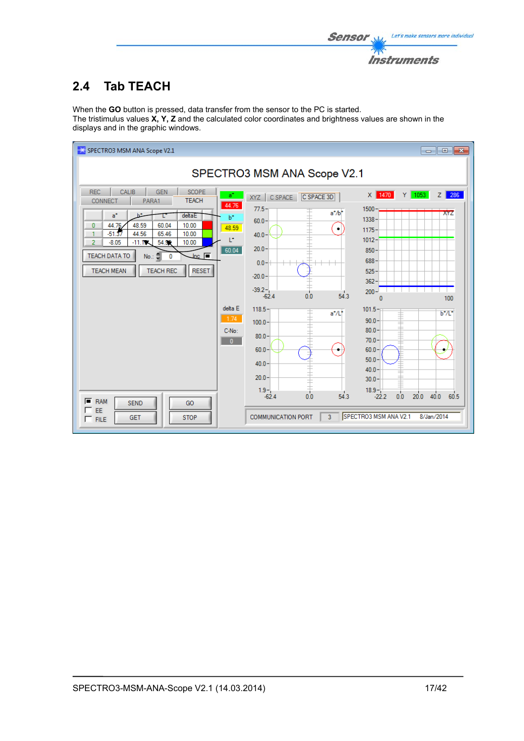## 2.4 Tab TEACH

When the **GO** button is pressed, data transfer from the sensor to the PC is started.
The tristimulus values **X, Y, Z** and the calculated color coordinates and brightness values are shown in the displays and in the graphic windows.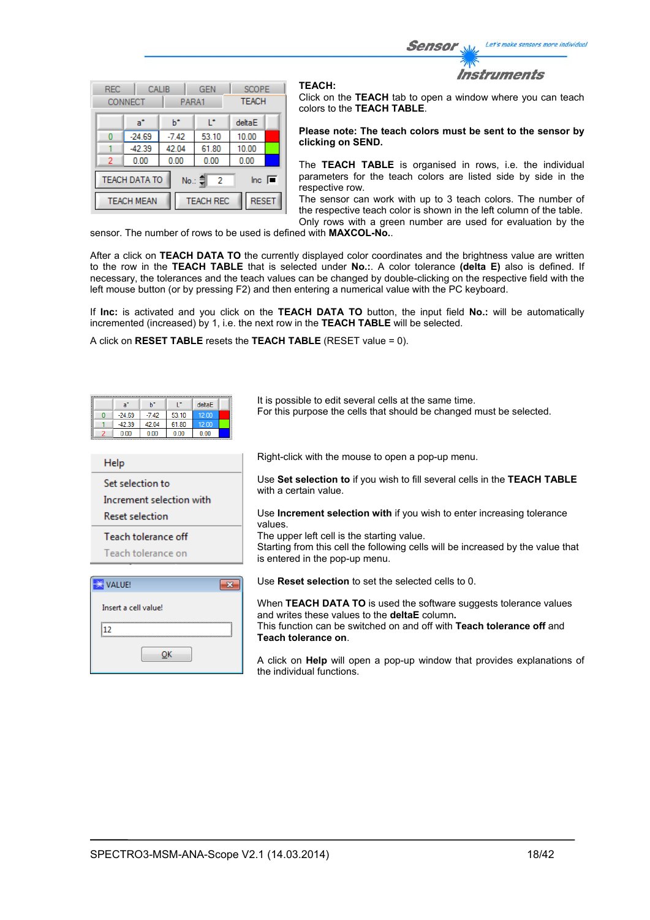**TEACH:**
Click on the **TEACH** tab to open a window where you can teach colors to the **TEACH TABLE**.

**Please note: The teach colors must be sent to the sensor by clicking on SEND.**

The **TEACH TABLE** is organised in rows, i.e. the individual parameters for the teach colors are listed side by side in the respective row.
The sensor can work with up to 3 teach colors. The number of the respective teach color is shown in the left column of the table. Only rows with a green number are used for evaluation by the sensor. The number of rows to be used is defined with **MAXCOL-No.**.

After a click on **TEACH DATA TO** the currently displayed color coordinates and the brightness value are written to the row in the **TEACH TABLE** that is selected under **No.:**. A color tolerance **(delta E)** also is defined. If necessary, the tolerances and the teach values can be changed by double-clicking on the respective field with the left mouse button (or by pressing F2) and then entering a numerical value with the PC keyboard.

If **Inc:** is activated and you click on the **TEACH DATA TO** button, the input field **No.:** will be automatically incremented (increased) by 1, i.e. the next row in the **TEACH TABLE** will be selected.

A click on **RESET TABLE** resets the **TEACH TABLE** (RESET value = 0).

It is possible to edit several cells at the same time.
For this purpose the cells that should be changed must be selected.

Right-click with the mouse to open a pop-up menu.

Use **Set selection to** if you wish to fill several cells in the **TEACH TABLE** with a certain value.

Use **Increment selection with** if you wish to enter increasing tolerance values.
The upper left cell is the starting value.
Starting from this cell the following cells will be increased by the value that is entered in the pop-up menu.

Use **Reset selection** to set the selected cells to 0.

When **TEACH DATA TO** is used the software suggests tolerance values and writes these values to the **deltaE** column**.**
This function can be switched on and off with **Teach tolerance off** and **Teach tolerance on**.

A click on **Help** will open a pop-up window that provides explanations of the individual functions.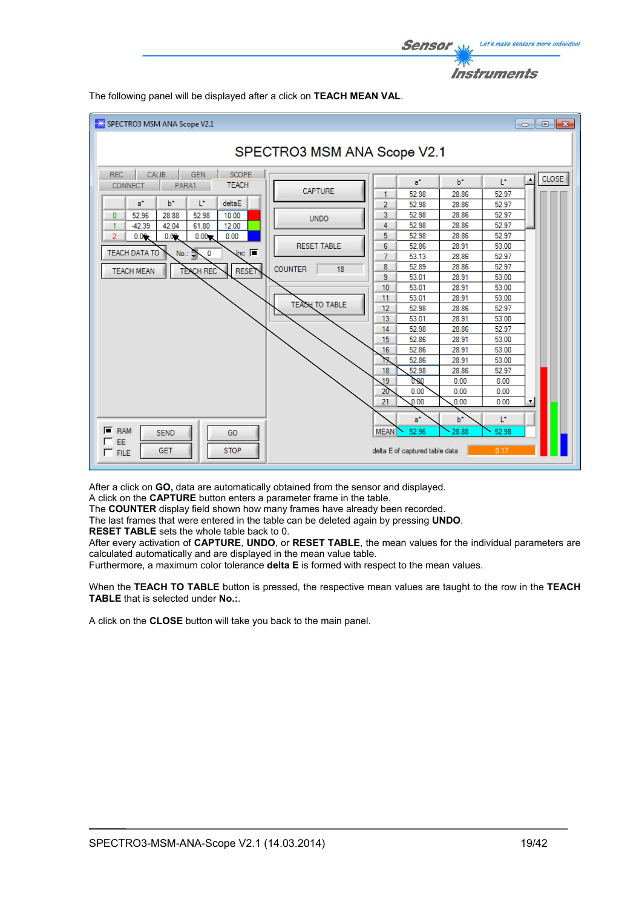The following panel will be displayed after a click on **TEACH MEAN VAL**.

After a click on **GO,** data are automatically obtained from the sensor and displayed.
A click on the **CAPTURE** button enters a parameter frame in the table.
The **COUNTER** display field shown how many frames have already been recorded.
The last frames that were entered in the table can be deleted again by pressing **UNDO**.
**RESET TABLE** sets the whole table back to 0.
After every activation of **CAPTURE**, **UNDO**, or **RESET TABLE**, the mean values for the individual parameters are calculated automatically and are displayed in the mean value table.
Furthermore, a maximum color tolerance **delta E** is formed with respect to the mean values.

When the **TEACH TO TABLE** button is pressed, the respective mean values are taught to the row in the **TEACH TABLE** that is selected under **No.:**.

A click on the **CLOSE** button will take you back to the main panel.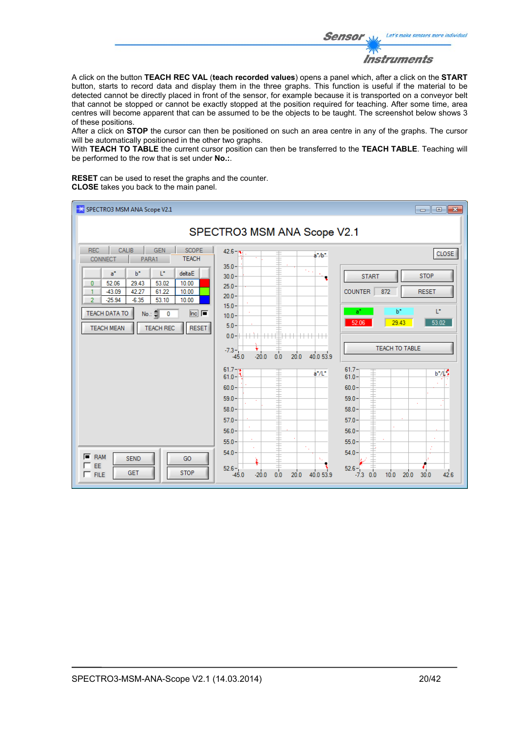A click on the button **TEACH REC VAL** (**teach recorded values**) opens a panel which, after a click on the **START** button, starts to record data and display them in the three graphs. This function is useful if the material to be detected cannot be directly placed in front of the sensor, for example because it is transported on a conveyor belt that cannot be stopped or cannot be exactly stopped at the position required for teaching. After some time, area centres will become apparent that can be assumed to be the objects to be taught. The screenshot below shows 3 of these positions.
After a click on **STOP** the cursor can then be positioned on such an area centre in any of the graphs. The cursor will be automatically positioned in the other two graphs.
With **TEACH TO TABLE** the current cursor position can then be transferred to the **TEACH TABLE**. Teaching will be performed to the row that is set under **No.:**.

**RESET** can be used to reset the graphs and the counter.
**CLOSE** takes you back to the main panel.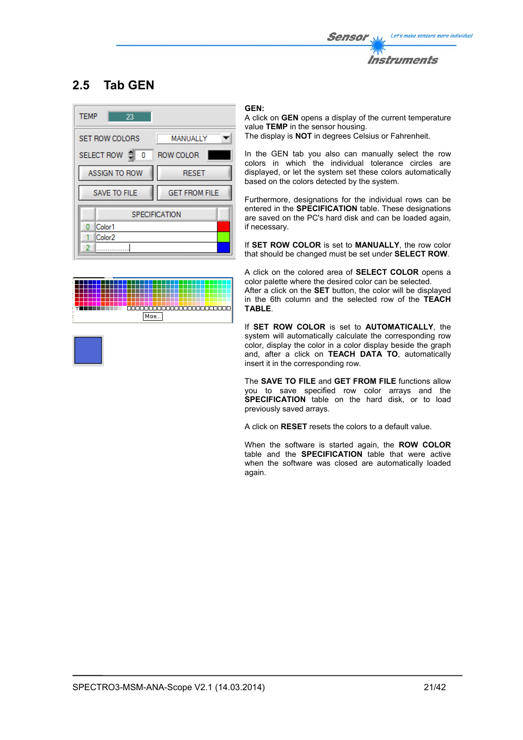## 2.5 Tab GEN

**GEN:**
A click on **GEN** opens a display of the current temperature value **TEMP** in the sensor housing.
The display is **NOT** in degrees Celsius or Fahrenheit.

In the GEN tab you also can manually select the row colors in which the individual tolerance circles are displayed, or let the system set these colors automatically based on the colors detected by the system.

Furthermore, designations for the individual rows can be entered in the **SPECIFICATION** table. These designations are saved on the PC's hard disk and can be loaded again, if necessary.

If **SET ROW COLOR** is set to **MANUALLY**, the row color that should be changed must be set under **SELECT ROW**.

A click on the colored area of **SELECT COLOR** opens a color palette where the desired color can be selected.
After a click on the **SET** button, the color will be displayed in the 6th column and the selected row of the **TEACH TABLE**.

If **SET ROW COLOR** is set to **AUTOMATICALLY**, the system will automatically calculate the corresponding row color, display the color in a color display beside the graph and, after a click on **TEACH DATA TO**, automatically insert it in the corresponding row.

The **SAVE TO FILE** and **GET FROM FILE** functions allow you to save specified row color arrays and the **SPECIFICATION** table on the hard disk, or to load previously saved arrays.

A click on **RESET** resets the colors to a default value.

When the software is started again, the **ROW COLOR** table and the **SPECIFICATION** table that were active when the software was closed are automatically loaded again.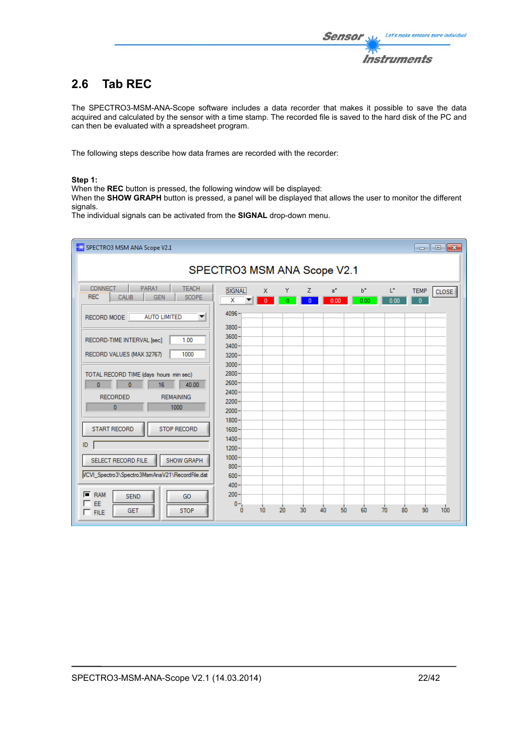## 2.6 Tab REC

The SPECTRO3-MSM-ANA-Scope software includes a data recorder that makes it possible to save the data acquired and calculated by the sensor with a time stamp. The recorded file is saved to the hard disk of the PC and can then be evaluated with a spreadsheet program.

The following steps describe how data frames are recorded with the recorder:

**Step 1:**
When the **REC** button is pressed, the following window will be displayed:
When the **SHOW GRAPH** button is pressed, a panel will be displayed that allows the user to monitor the different signals.
The individual signals can be activated from the **SIGNAL** drop-down menu.

SPECTRO3 MSM ANA Scope V2.1

SPECTRO3 MSM ANA Scope V2.1

CONNECT PARA1 TEACH
REC CALIB GEN SCOPE

RECORD MODE AUTO LIMITED

RECORD-TIME INTERVAL [sec] 1.00
RECORD VALUES (MAX 32767) 1000

TOTAL RECORD TIME (days hours min sec)
0 0 16 40.00

RECORDED REMAINING
0 1000

START RECORD STOP RECORD

ID

SELECT RECORD FILE SHOW GRAPH

\CVI_Spectro3\Spectro3MsmAnaV21\RecordFile.dat

RAM SEND GO
EE
FILE GET STOP

SIGNAL X Y Z a* b* L* TEMP CLOSE
X 0 0 0 0.00 0.00 0.00 0

4096
3800
3600
3400
3200
3000
2800
2600
2400
2200
2000
1800
1600
1400
1200
1000
800
600
400
200
0

0 10 20 30 40 50 60 70 80 90 100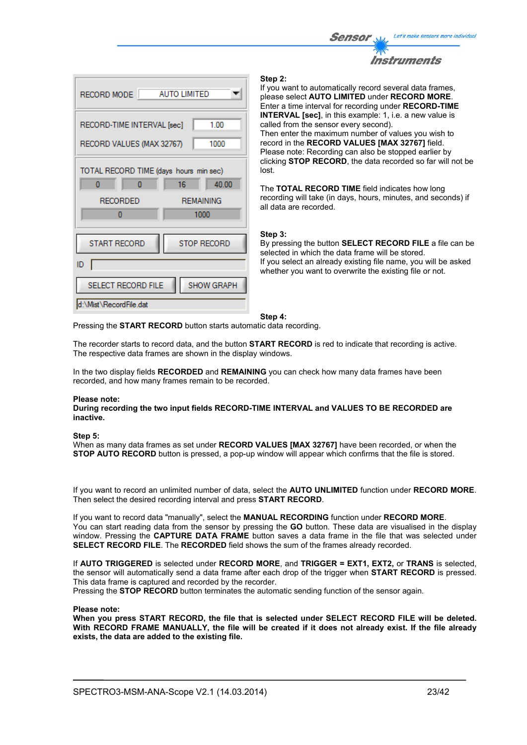RECORD MODE AUTO LIMITED

RECORD-TIME INTERVAL [sec] 1.00

RECORD VALUES (MAX 32767) 1000

TOTAL RECORD TIME (days hours min sec)

0 0 16 40.00

RECORDED 0

REMAINING 1000

START RECORD

STOP RECORD

ID

SELECT RECORD FILE

SHOW GRAPH

d:\Mist\RecordFile.dat

**Step 2:**
If you want to automatically record several data frames, please select **AUTO LIMITED** under **RECORD MORE**. Enter a time interval for recording under **RECORD-TIME INTERVAL [sec]**, in this example: 1, i.e. a new value is called from the sensor every second).
Then enter the maximum number of values you wish to record in the **RECORD VALUES [MAX 32767]** field.
Please note: Recording can also be stopped earlier by clicking **STOP RECORD**, the data recorded so far will not be lost.

The **TOTAL RECORD TIME** field indicates how long recording will take (in days, hours, minutes, and seconds) if all data are recorded.

**Step 3:**
By pressing the button **SELECT RECORD FILE** a file can be selected in which the data frame will be stored.
If you select an already existing file name, you will be asked whether you want to overwrite the existing file or not.

**Step 4:**
Pressing the **START RECORD** button starts automatic data recording.

The recorder starts to record data, and the button **START RECORD** is red to indicate that recording is active. The respective data frames are shown in the display windows.

In the two display fields **RECORDED** and **REMAINING** you can check how many data frames have been recorded, and how many frames remain to be recorded.

**Please note:**
**During recording the two input fields RECORD-TIME INTERVAL and VALUES TO BE RECORDED are inactive.**

**Step 5:**
When as many data frames as set under **RECORD VALUES [MAX 32767]** have been recorded, or when the **STOP AUTO RECORD** button is pressed, a pop-up window will appear which confirms that the file is stored.

If you want to record an unlimited number of data, select the **AUTO UNLIMITED** function under **RECORD MORE**. Then select the desired recording interval and press **START RECORD**.

If you want to record data "manually", select the **MANUAL RECORDING** function under **RECORD MORE**. You can start reading data from the sensor by pressing the **GO** button. These data are visualised in the display window. Pressing the **CAPTURE DATA FRAME** button saves a data frame in the file that was selected under **SELECT RECORD FILE**. The **RECORDED** field shows the sum of the frames already recorded.

If **AUTO TRIGGERED** is selected under **RECORD MORE**, and **TRIGGER = EXT1, EXT2,** or **TRANS** is selected, the sensor will automatically send a data frame after each drop of the trigger when **START RECORD** is pressed. This data frame is captured and recorded by the recorder.
Pressing the **STOP RECORD** button terminates the automatic sending function of the sensor again.

**Please note:**
**When you press START RECORD, the file that is selected under SELECT RECORD FILE will be deleted. With RECORD FRAME MANUALLY, the file will be created if it does not already exist. If the file already exists, the data are added to the existing file.**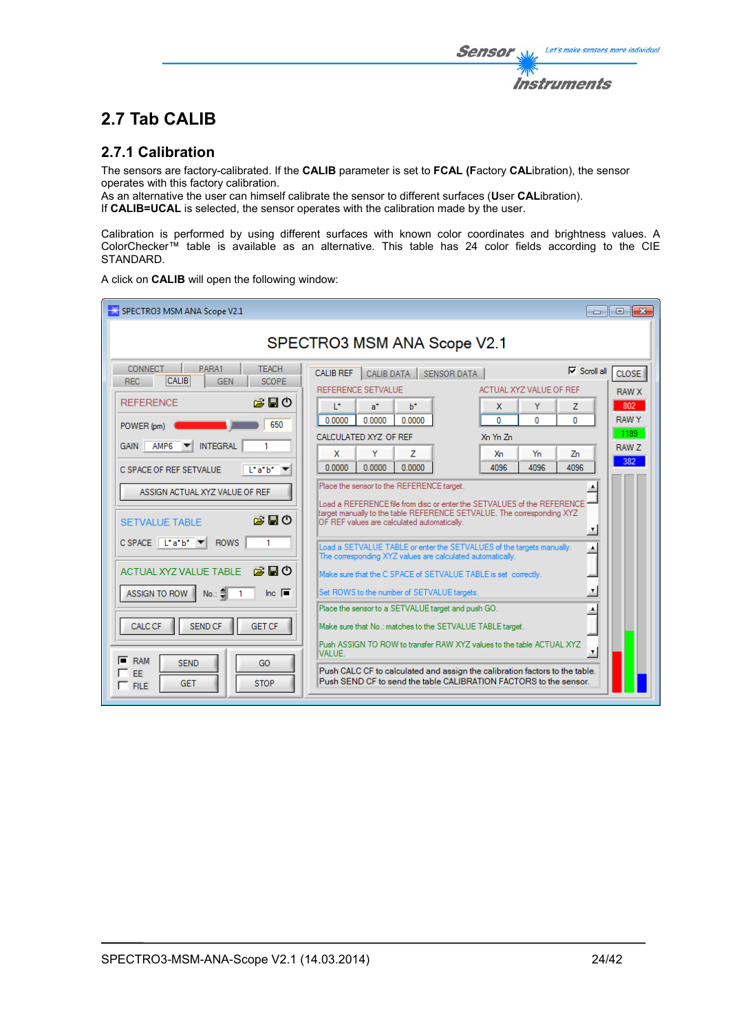## 2.7 Tab CALIB

### 2.7.1 Calibration

The sensors are factory-calibrated. If the **CALIB** parameter is set to **FCAL** (**F**actory **CAL**ibration), the sensor operates with this factory calibration.
As an alternative the user can himself calibrate the sensor to different surfaces (**U**ser **CAL**ibration).
If **CALIB=UCAL** is selected, the sensor operates with the calibration made by the user.

Calibration is performed by using different surfaces with known color coordinates and brightness values. A ColorChecker™ table is available as an alternative. This table has 24 color fields according to the CIE STANDARD.

A click on **CALIB** will open the following window: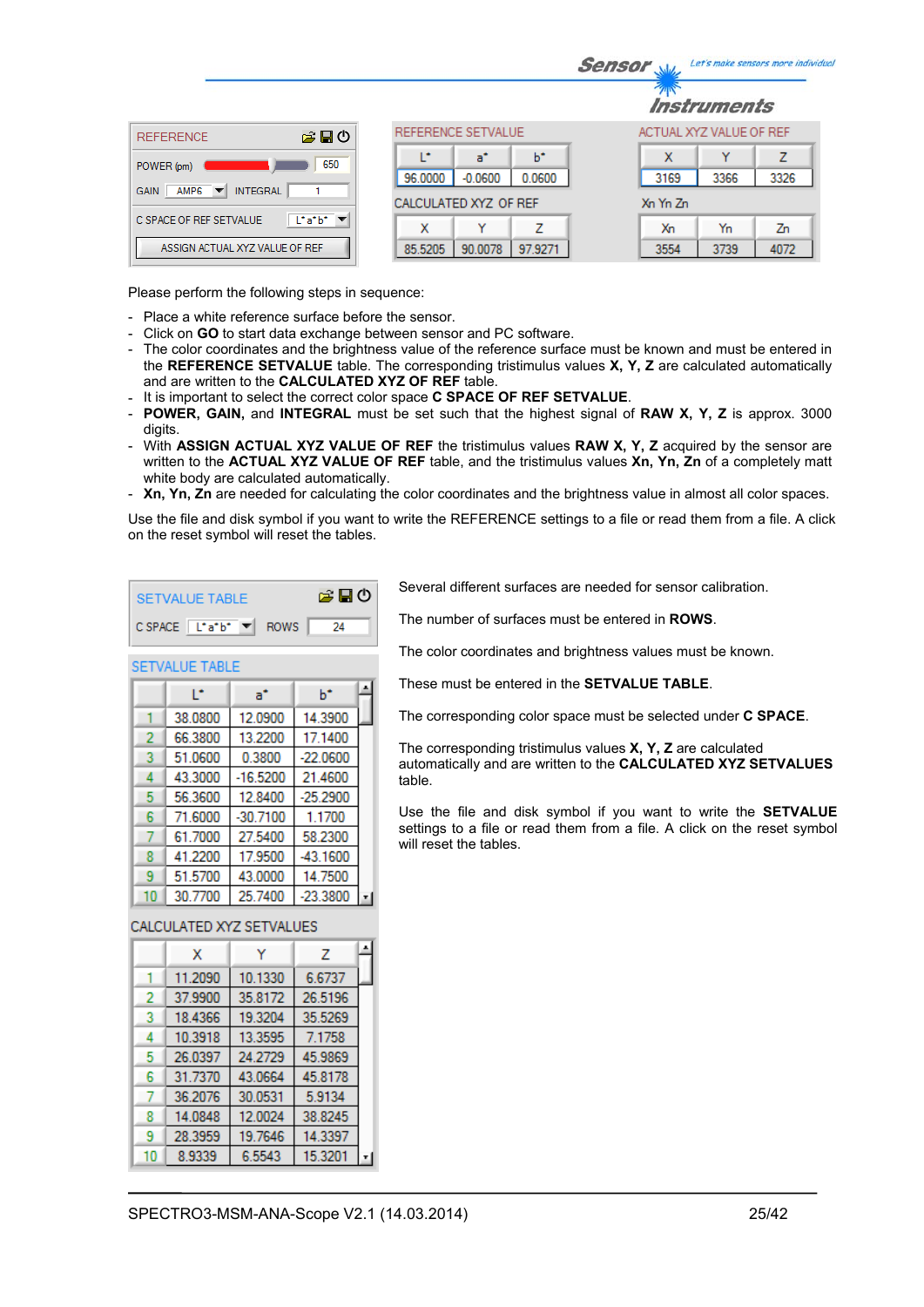REFERENCE

POWER (pm) 650

GAIN AMP6 INTEGRAL 1

C SPACE OF REF SETVALUE L*a*b*

ASSIGN ACTUAL XYZ VALUE OF REF

REFERENCE SETVALUE

| L* | a* | b* |
|---|---|---|
| 96.0000 | -0.0600 | 0.0600 |

CALCULATED XYZ OF REF

| X | Y | Z |
|---|---|---|
| 85.5205 | 90.0078 | 97.9271 |

ACTUAL XYZ VALUE OF REF

| X | Y | Z |
|---|---|---|
| 3169 | 3366 | 3326 |

Xn Yn Zn

| Xn | Yn | Zn |
|---|---|---|
| 3554 | 3739 | 4072 |

Please perform the following steps in sequence:

- Place a white reference surface before the sensor.
- Click on **GO** to start data exchange between sensor and PC software.
- The color coordinates and the brightness value of the reference surface must be known and must be entered in the **REFERENCE SETVALUE** table. The corresponding tristimulus values **X, Y, Z** are calculated automatically and are written to the **CALCULATED XYZ OF REF** table.
- It is important to select the correct color space **C SPACE OF REF SETVALUE**.
- **POWER, GAIN,** and **INTEGRAL** must be set such that the highest signal of **RAW X, Y, Z** is approx. 3000 digits.
- With **ASSIGN ACTUAL XYZ VALUE OF REF** the tristimulus values **RAW X, Y, Z** acquired by the sensor are written to the **ACTUAL XYZ VALUE OF REF** table, and the tristimulus values **Xn, Yn, Zn** of a completely matt white body are calculated automatically.
- **Xn, Yn, Zn** are needed for calculating the color coordinates and the brightness value in almost all color spaces.

Use the file and disk symbol if you want to write the REFERENCE settings to a file or read them from a file. A click on the reset symbol will reset the tables.

SETVALUE TABLE

C SPACE L*a*b* ROWS 24

SETVALUE TABLE

| | L* | a* | b* |
|---|---|---|---|
| 1 | 38.0800 | 12.0900 | 14.3900 |
| 2 | 66.3800 | 13.2200 | 17.1400 |
| 3 | 51.0600 | 0.3800 | -22.0600 |
| 4 | 43.3000 | -16.5200 | 21.4600 |
| 5 | 56.3600 | 12.8400 | -25.2900 |
| 6 | 71.6000 | -30.7100 | 1.1700 |
| 7 | 61.7000 | 27.5400 | 58.2300 |
| 8 | 41.2200 | 17.9500 | -43.1600 |
| 9 | 51.5700 | 43.0000 | 14.7500 |
| 10 | 30.7700 | 25.7400 | -23.3800 |

CALCULATED XYZ SETVALUES

| | X | Y | Z |
|---|---|---|---|
| 1 | 11.2090 | 10.1330 | 6.6737 |
| 2 | 37.9900 | 35.8172 | 26.5196 |
| 3 | 18.4366 | 19.3204 | 35.5269 |
| 4 | 10.3918 | 13.3595 | 7.1758 |
| 5 | 26.0397 | 24.2729 | 45.9869 |
| 6 | 31.7370 | 43.0664 | 45.8178 |
| 7 | 36.2076 | 30.0531 | 5.9134 |
| 8 | 14.0848 | 12.0024 | 38.8245 |
| 9 | 28.3959 | 19.7646 | 14.3397 |
| 10 | 8.9339 | 6.5543 | 15.3201 |

Several different surfaces are needed for sensor calibration.

The number of surfaces must be entered in **ROWS**.

The color coordinates and brightness values must be known.

These must be entered in the **SETVALUE TABLE**.

The corresponding color space must be selected under **C SPACE**.

The corresponding tristimulus values **X, Y, Z** are calculated automatically and are written to the **CALCULATED XYZ SETVALUES** table.

Use the file and disk symbol if you want to write the **SETVALUE** settings to a file or read them from a file. A click on the reset symbol will reset the tables.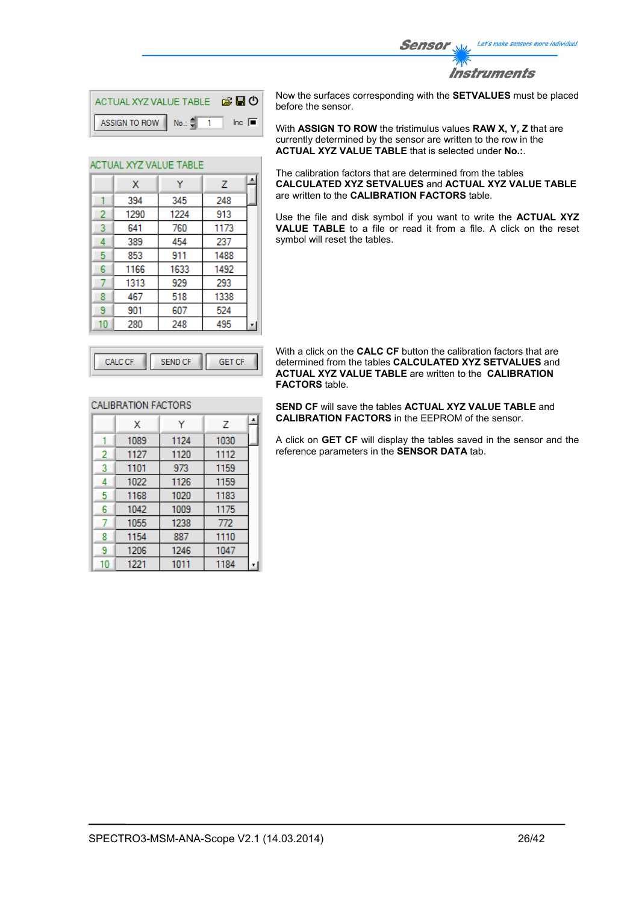ACTUAL XYZ VALUE TABLE

ASSIGN TO ROW   No.: 1   Inc

Now the surfaces corresponding with the **SETVALUES** must be placed before the sensor.

With **ASSIGN TO ROW** the tristimulus values **RAW X, Y, Z** that are currently determined by the sensor are written to the row in the **ACTUAL XYZ VALUE TABLE** that is selected under **No.:**.

The calibration factors that are determined from the tables **CALCULATED XYZ SETVALUES** and **ACTUAL XYZ VALUE TABLE** are written to the **CALIBRATION FACTORS** table.

Use the file and disk symbol if you want to write the **ACTUAL XYZ VALUE TABLE** to a file or read it from a file. A click on the reset symbol will reset the tables.

ACTUAL XYZ VALUE TABLE

| | X | Y | Z |
|---|---|---|---|
| 1 | 394 | 345 | 248 |
| 2 | 1290 | 1224 | 913 |
| 3 | 641 | 760 | 1173 |
| 4 | 389 | 454 | 237 |
| 5 | 853 | 911 | 1488 |
| 6 | 1166 | 1633 | 1492 |
| 7 | 1313 | 929 | 293 |
| 8 | 467 | 518 | 1338 |
| 9 | 901 | 607 | 524 |
| 10 | 280 | 248 | 495 |

CALC CF   SEND CF   GET CF

With a click on the **CALC CF** button the calibration factors that are determined from the tables **CALCULATED XYZ SETVALUES** and **ACTUAL XYZ VALUE TABLE** are written to the **CALIBRATION FACTORS** table.

**SEND CF** will save the tables **ACTUAL XYZ VALUE TABLE** and **CALIBRATION FACTORS** in the EEPROM of the sensor.

A click on **GET CF** will display the tables saved in the sensor and the reference parameters in the **SENSOR DATA** tab.

CALIBRATION FACTORS

| | X | Y | Z |
|---|---|---|---|
| 1 | 1089 | 1124 | 1030 |
| 2 | 1127 | 1120 | 1112 |
| 3 | 1101 | 973 | 1159 |
| 4 | 1022 | 1126 | 1159 |
| 5 | 1168 | 1020 | 1183 |
| 6 | 1042 | 1009 | 1175 |
| 7 | 1055 | 1238 | 772 |
| 8 | 1154 | 887 | 1110 |
| 9 | 1206 | 1246 | 1047 |
| 10 | 1221 | 1011 | 1184 |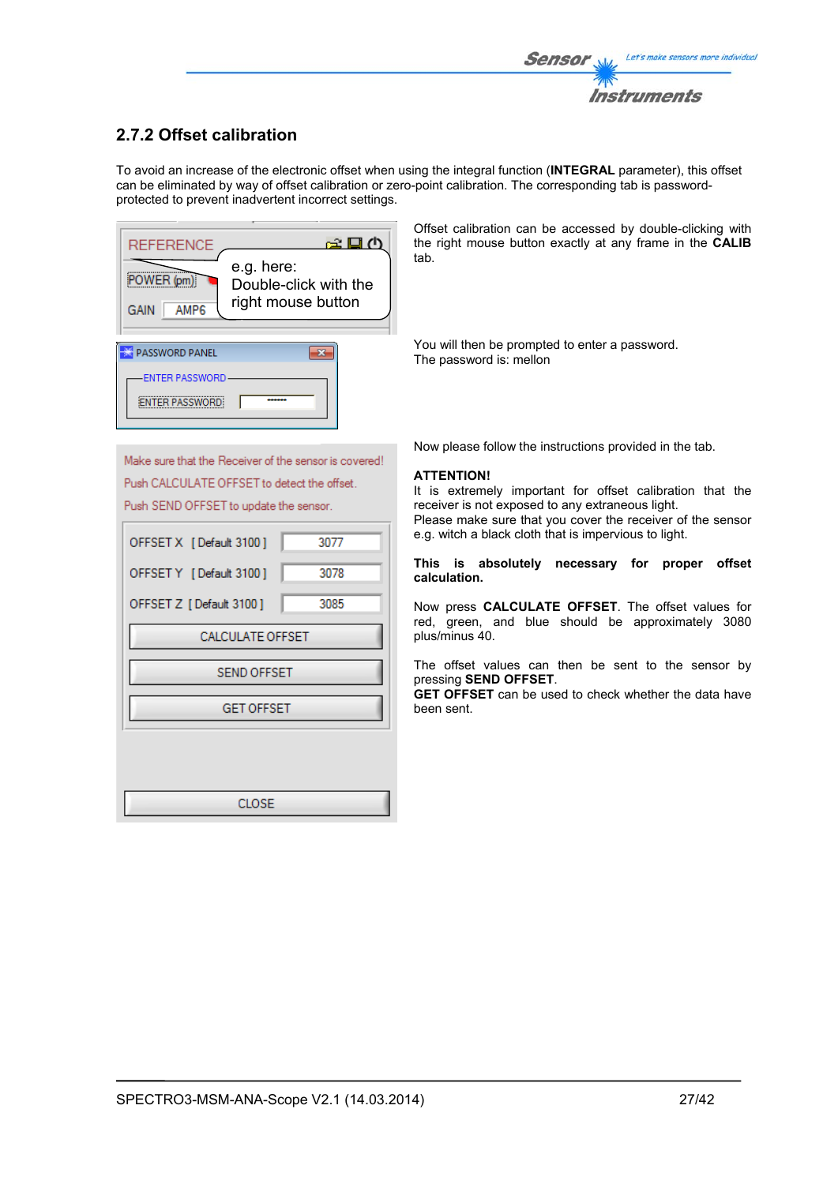## 2.7.2 Offset calibration

To avoid an increase of the electronic offset when using the integral function (**INTEGRAL** parameter), this offset can be eliminated by way of offset calibration or zero-point calibration. The corresponding tab is password-protected to prevent inadvertent incorrect settings.

Offset calibration can be accessed by double-clicking with the right mouse button exactly at any frame in the **CALIB** tab.

You will then be prompted to enter a password.
The password is: mellon

Now please follow the instructions provided in the tab.

**ATTENTION!**
It is extremely important for offset calibration that the receiver is not exposed to any extraneous light.
Please make sure that you cover the receiver of the sensor e.g. witch a black cloth that is impervious to light.

**This is absolutely necessary for proper offset calculation.**

Now press **CALCULATE OFFSET**. The offset values for red, green, and blue should be approximately 3080 plus/minus 40.

The offset values can then be sent to the sensor by pressing **SEND OFFSET**.
**GET OFFSET** can be used to check whether the data have been sent.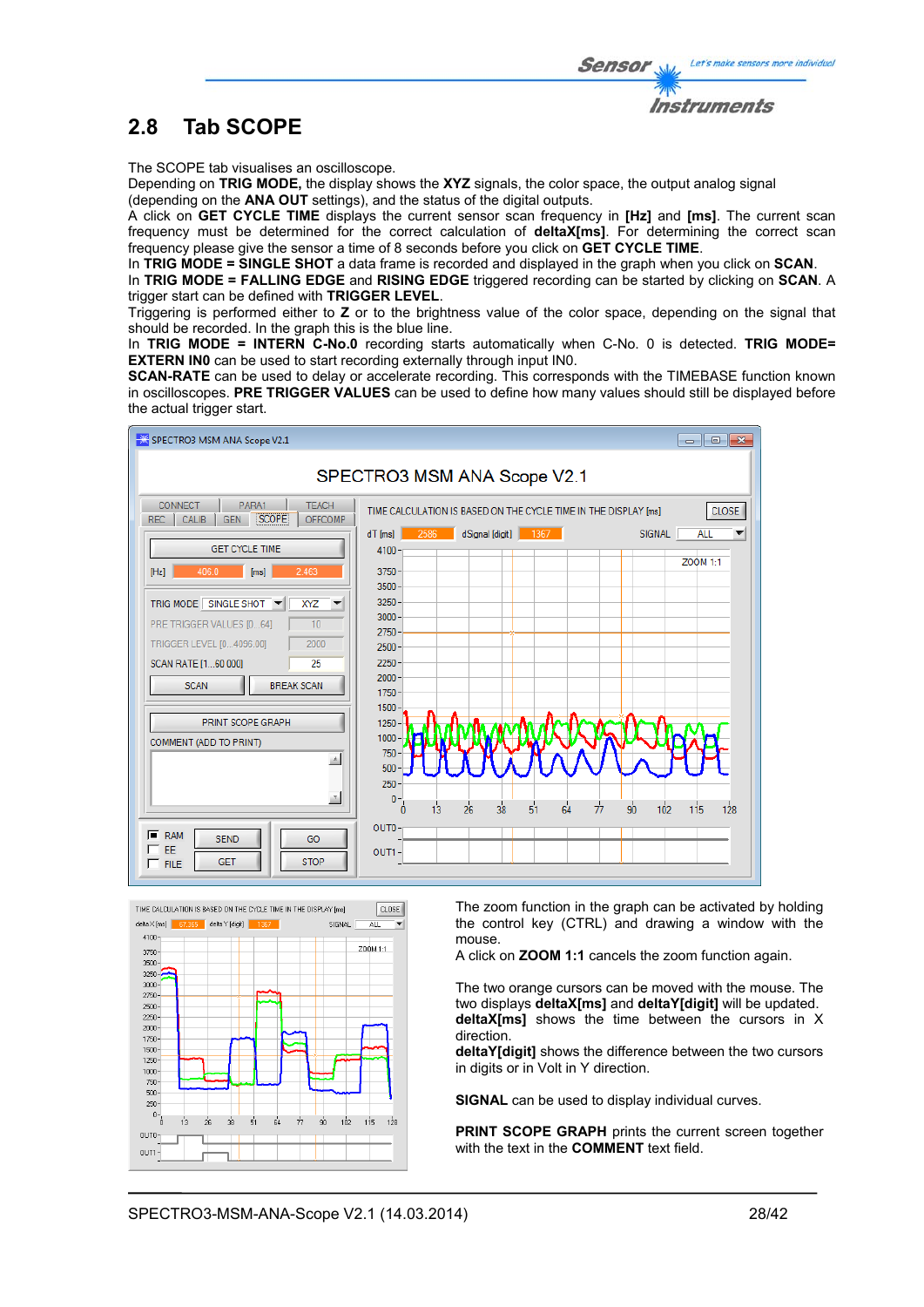## 2.8 Tab SCOPE

The SCOPE tab visualises an oscilloscope.
Depending on **TRIG MODE,** the display shows the **XYZ** signals, the color space, the output analog signal (depending on the **ANA OUT** settings), and the status of the digital outputs.
A click on **GET CYCLE TIME** displays the current sensor scan frequency in **[Hz]** and **[ms]**. The current scan frequency must be determined for the correct calculation of **deltaX[ms]**. For determining the correct scan frequency please give the sensor a time of 8 seconds before you click on **GET CYCLE TIME**.
In **TRIG MODE = SINGLE SHOT** a data frame is recorded and displayed in the graph when you click on **SCAN**.
In **TRIG MODE = FALLING EDGE** and **RISING EDGE** triggered recording can be started by clicking on **SCAN**. A trigger start can be defined with **TRIGGER LEVEL**.
Triggering is performed either to **Z** or to the brightness value of the color space, depending on the signal that should be recorded. In the graph this is the blue line.
In **TRIG MODE = INTERN C-No.0** recording starts automatically when C-No. 0 is detected. **TRIG MODE= EXTERN IN0** can be used to start recording externally through input IN0.
**SCAN-RATE** can be used to delay or accelerate recording. This corresponds with the TIMEBASE function known in oscilloscopes. **PRE TRIGGER VALUES** can be used to define how many values should still be displayed before the actual trigger start.

The zoom function in the graph can be activated by holding the control key (CTRL) and drawing a window with the mouse.
A click on **ZOOM 1:1** cancels the zoom function again.

The two orange cursors can be moved with the mouse. The two displays **deltaX[ms]** and **deltaY[digit]** will be updated.
**deltaX[ms]** shows the time between the cursors in X direction.
**deltaY[digit]** shows the difference between the two cursors in digits or in Volt in Y direction.

**SIGNAL** can be used to display individual curves.

**PRINT SCOPE GRAPH** prints the current screen together with the text in the **COMMENT** text field.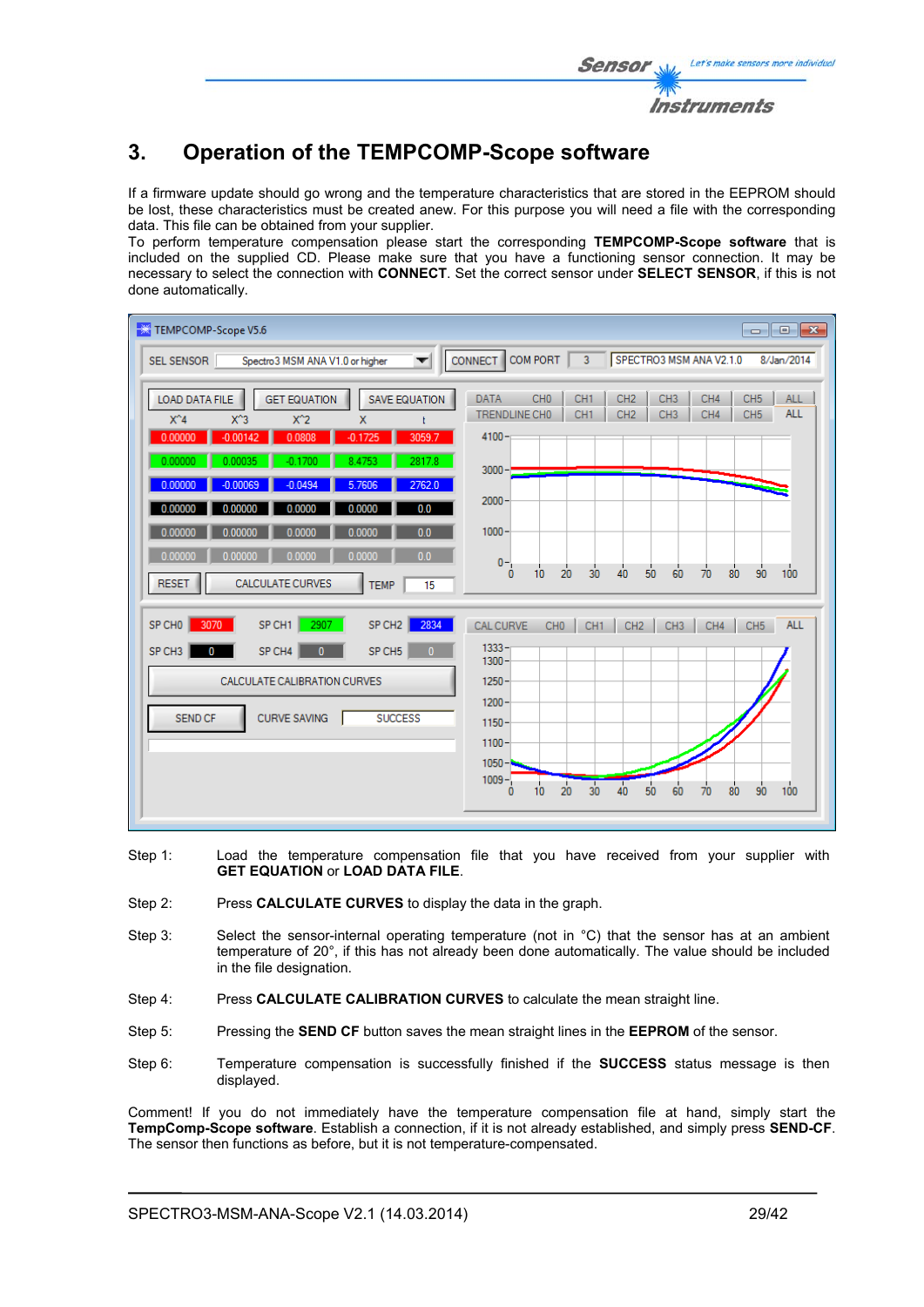## 3. Operation of the TEMPCOMP-Scope software

If a firmware update should go wrong and the temperature characteristics that are stored in the EEPROM should be lost, these characteristics must be created anew. For this purpose you will need a file with the corresponding data. This file can be obtained from your supplier.
To perform temperature compensation please start the corresponding **TEMPCOMP-Scope software** that is included on the supplied CD. Please make sure that you have a functioning sensor connection. It may be necessary to select the connection with **CONNECT**. Set the correct sensor under **SELECT SENSOR**, if this is not done automatically.

TEMPCOMP-Scope V5.6

SEL SENSOR Spectro3 MSM ANA V1.0 or higher
CONNECT COM PORT 3 SPECTRO3 MSM ANA V2.1.0 8/Jan/2014

LOAD DATA FILE GET EQUATION SAVE EQUATION

X^4 X^3 X^2 X t
0.00000 -0.00142 0.0808 -0.1725 3059.7
0.00000 0.00035 -0.1700 8.4753 2817.8
0.00000 -0.00069 -0.0494 5.7606 2762.0
0.00000 0.00000 0.0000 0.0000 0.0
0.00000 0.00000 0.0000 0.0000 0.0
0.00000 0.00000 0.0000 0.0000 0.0

RESET CALCULATE CURVES TEMP 15

DATA CH0 CH1 CH2 CH3 CH4 CH5 ALL
TRENDLINE CH0 CH1 CH2 CH3 CH4 CH5 ALL
4100 3000 2000 1000 0
0 10 20 30 40 50 60 70 80 90 100

SP CH0 3070 SP CH1 2907 SP CH2 2834
SP CH3 0 SP CH4 0 SP CH5 0

CALCULATE CALIBRATION CURVES

SEND CF CURVE SAVING SUCCESS

CAL CURVE CH0 CH1 CH2 CH3 CH4 CH5 ALL
1333 1300 1250 1200 1150 1100 1050 1009
0 10 20 30 40 50 60 70 80 90 100

Step 1: Load the temperature compensation file that you have received from your supplier with **GET EQUATION** or **LOAD DATA FILE**.

Step 2: Press **CALCULATE CURVES** to display the data in the graph.

Step 3: Select the sensor-internal operating temperature (not in °C) that the sensor has at an ambient temperature of 20°, if this has not already been done automatically. The value should be included in the file designation.

Step 4: Press **CALCULATE CALIBRATION CURVES** to calculate the mean straight line.

Step 5: Pressing the **SEND CF** button saves the mean straight lines in the **EEPROM** of the sensor.

Step 6: Temperature compensation is successfully finished if the **SUCCESS** status message is then displayed.

Comment! If you do not immediately have the temperature compensation file at hand, simply start the **TempComp-Scope software**. Establish a connection, if it is not already established, and simply press **SEND-CF**. The sensor then functions as before, but it is not temperature-compensated.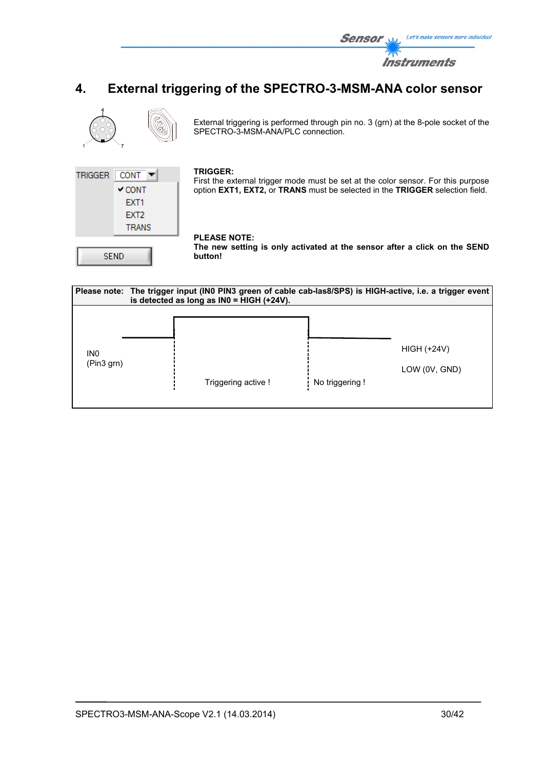# 4. External triggering of the SPECTRO-3-MSM-ANA color sensor

External triggering is performed through pin no. 3 (grn) at the 8-pole socket of the SPECTRO-3-MSM-ANA/PLC connection.

TRIGGER CONT
✔CONT
EXT1
EXT2
TRANS

**TRIGGER:**
First the external trigger mode must be set at the color sensor. For this purpose option **EXT1, EXT2,** or **TRANS** must be selected in the **TRIGGER** selection field.

SEND

**PLEASE NOTE:**
**The new setting is only activated at the sensor after a click on the SEND button!**

**Please note: The trigger input (IN0 PIN3 green of cable cab-las8/SPS) is HIGH-active, i.e. a trigger event is detected as long as IN0 = HIGH (+24V).**

IN0
(Pin3 grn)

HIGH (+24V)

LOW (0V, GND)

Triggering active !

No triggering !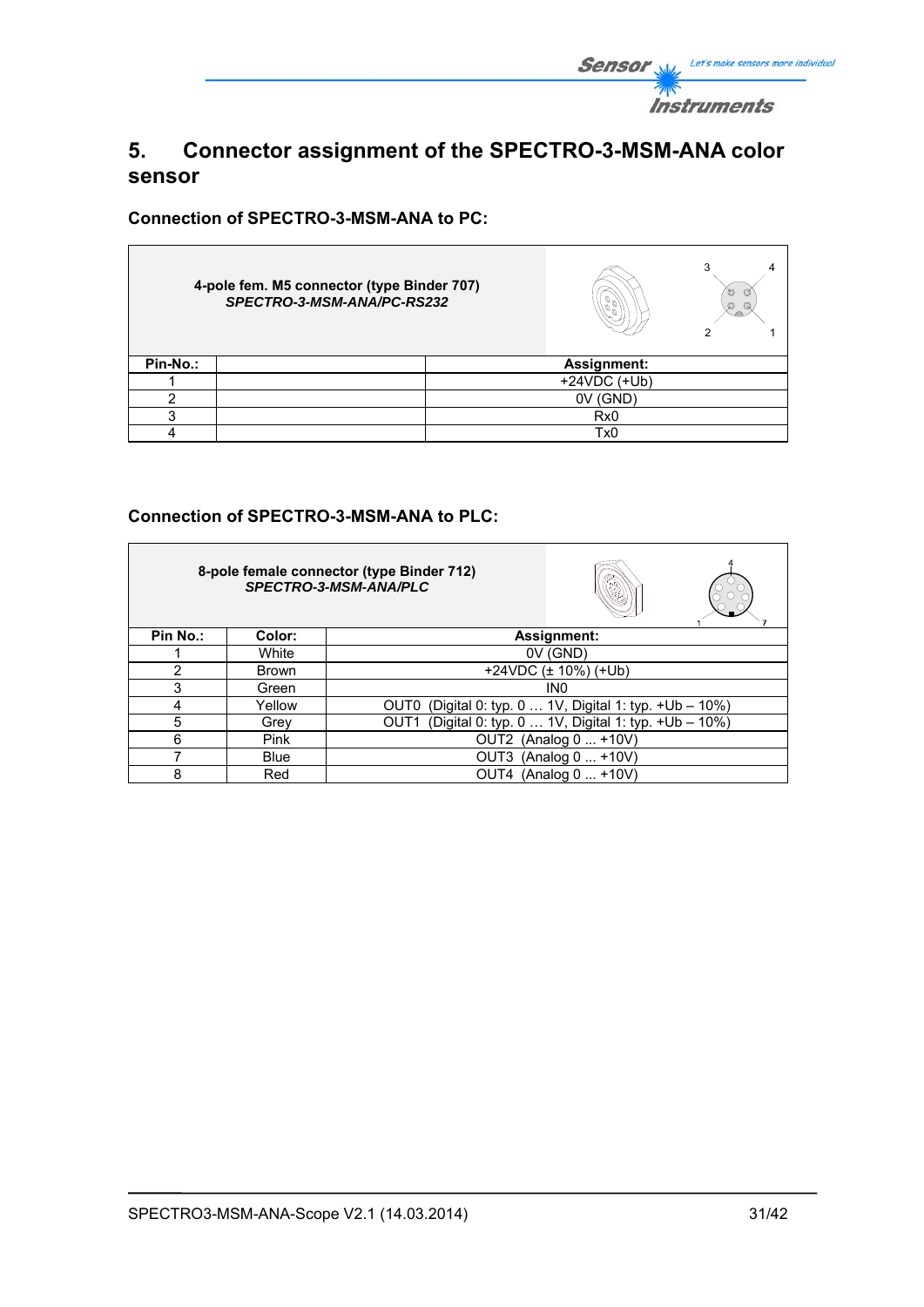# 5. Connector assignment of the SPECTRO-3-MSM-ANA color sensor

### Connection of SPECTRO-3-MSM-ANA to PC:

**4-pole fem. M5 connector (type Binder 707)**
***SPECTRO-3-MSM-ANA/PC-RS232***

3 4
2 1

| Pin-No.: | | Assignment: |
|---|---|---|
| 1 | | +24VDC (+Ub) |
| 2 | | 0V (GND) |
| 3 | | Rx0 |
| 4 | | Tx0 |

### Connection of SPECTRO-3-MSM-ANA to PLC:

**8-pole female connector (type Binder 712)**
***SPECTRO-3-MSM-ANA/PLC***

4
1 7

| Pin No.: | Color: | Assignment: |
|---|---|---|
| 1 | White | 0V (GND) |
| 2 | Brown | +24VDC (± 10%) (+Ub) |
| 3 | Green | IN0 |
| 4 | Yellow | OUT0 (Digital 0: typ. 0 … 1V, Digital 1: typ. +Ub – 10%) |
| 5 | Grey | OUT1 (Digital 0: typ. 0 … 1V, Digital 1: typ. +Ub – 10%) |
| 6 | Pink | OUT2 (Analog 0 ... +10V) |
| 7 | Blue | OUT3 (Analog 0 ... +10V) |
| 8 | Red | OUT4 (Analog 0 ... +10V) |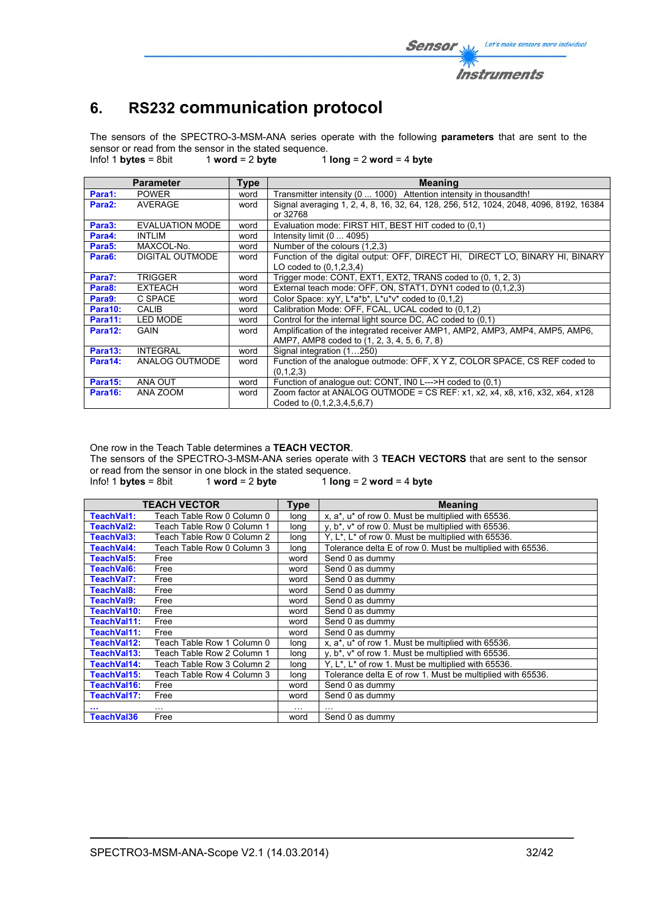# 6. RS232 communication protocol

The sensors of the SPECTRO-3-MSM-ANA series operate with the following **parameters** that are sent to the sensor or read from the sensor in the stated sequence.
Info! 1 **bytes** = 8bit    1 **word** = 2 **byte**    1 **long** = 2 **word** = 4 **byte**

| Parameter | | Type | Meaning |
|---|---|---|---|
| **Para1:** | POWER | word | Transmitter intensity (0 ... 1000) Attention intensity in thousandth! |
| **Para2:** | AVERAGE | word | Signal averaging 1, 2, 4, 8, 16, 32, 64, 128, 256, 512, 1024, 2048, 4096, 8192, 16384 or 32768 |
| **Para3:** | EVALUATION MODE | word | Evaluation mode: FIRST HIT, BEST HIT coded to (0,1) |
| **Para4:** | INTLIM | word | Intensity limit (0 ... 4095) |
| **Para5:** | MAXCOL-No. | word | Number of the colours (1,2,3) |
| **Para6:** | DIGITAL OUTMODE | word | Function of the digital output: OFF, DIRECT HI, DIRECT LO, BINARY HI, BINARY LO coded to (0,1,2,3,4) |
| **Para7:** | TRIGGER | word | Trigger mode: CONT, EXT1, EXT2, TRANS coded to (0, 1, 2, 3) |
| **Para8:** | EXTEACH | word | External teach mode: OFF, ON, STAT1, DYN1 coded to (0,1,2,3) |
| **Para9:** | C SPACE | word | Color Space: xyY, L*a*b*, L*u*v* coded to (0,1,2) |
| **Para10:** | CALIB | word | Calibration Mode: OFF, FCAL, UCAL coded to (0,1,2) |
| **Para11:** | LED MODE | word | Control for the internal light source DC, AC coded to (0,1) |
| **Para12:** | GAIN | word | Amplification of the integrated receiver AMP1, AMP2, AMP3, AMP4, AMP5, AMP6, AMP7, AMP8 coded to (1, 2, 3, 4, 5, 6, 7, 8) |
| **Para13:** | INTEGRAL | word | Signal integration (1…250) |
| **Para14:** | ANALOG OUTMODE | word | Function of the analogue outmode: OFF, X Y Z, COLOR SPACE, CS REF coded to (0,1,2,3) |
| **Para15:** | ANA OUT | word | Function of analogue out: CONT, IN0 L--->H coded to (0,1) |
| **Para16:** | ANA ZOOM | word | Zoom factor at ANALOG OUTMODE = CS REF: x1, x2, x4, x8, x16, x32, x64, x128 Coded to (0,1,2,3,4,5,6,7) |

One row in the Teach Table determines a **TEACH VECTOR**.
The sensors of the SPECTRO-3-MSM-ANA series operate with 3 **TEACH VECTORS** that are sent to the sensor or read from the sensor in one block in the stated sequence.
Info! 1 **bytes** = 8bit    1 **word** = 2 **byte**    1 **long** = 2 **word** = 4 **byte**

| TEACH VECTOR | | Type | Meaning |
|---|---|---|---|
| **TeachVal1:** | Teach Table Row 0 Column 0 | long | x, a*, u* of row 0. Must be multiplied with 65536. |
| **TeachVal2:** | Teach Table Row 0 Column 1 | long | y, b*, v* of row 0. Must be multiplied with 65536. |
| **TeachVal3:** | Teach Table Row 0 Column 2 | long | Y, L*, L* of row 0. Must be multiplied with 65536. |
| **TeachVal4:** | Teach Table Row 0 Column 3 | long | Tolerance delta E of row 0. Must be multiplied with 65536. |
| **TeachVal5:** | Free | word | Send 0 as dummy |
| **TeachVal6:** | Free | word | Send 0 as dummy |
| **TeachVal7:** | Free | word | Send 0 as dummy |
| **TeachVal8:** | Free | word | Send 0 as dummy |
| **TeachVal9:** | Free | word | Send 0 as dummy |
| **TeachVal10:** | Free | word | Send 0 as dummy |
| **TeachVal11:** | Free | word | Send 0 as dummy |
| **TeachVal11:** | Free | word | Send 0 as dummy |
| **TeachVal12:** | Teach Table Row 1 Column 0 | long | x, a*, u* of row 1. Must be multiplied with 65536. |
| **TeachVal13:** | Teach Table Row 2 Column 1 | long | y, b*, v* of row 1. Must be multiplied with 65536. |
| **TeachVal14:** | Teach Table Row 3 Column 2 | long | Y, L*, L* of row 1. Must be multiplied with 65536. |
| **TeachVal15:** | Teach Table Row 4 Column 3 | long | Tolerance delta E of row 1. Must be multiplied with 65536. |
| **TeachVal16:** | Free | word | Send 0 as dummy |
| **TeachVal17:** | Free | word | Send 0 as dummy |
| **…** | … | … | … |
| **TeachVal36** | Free | word | Send 0 as dummy |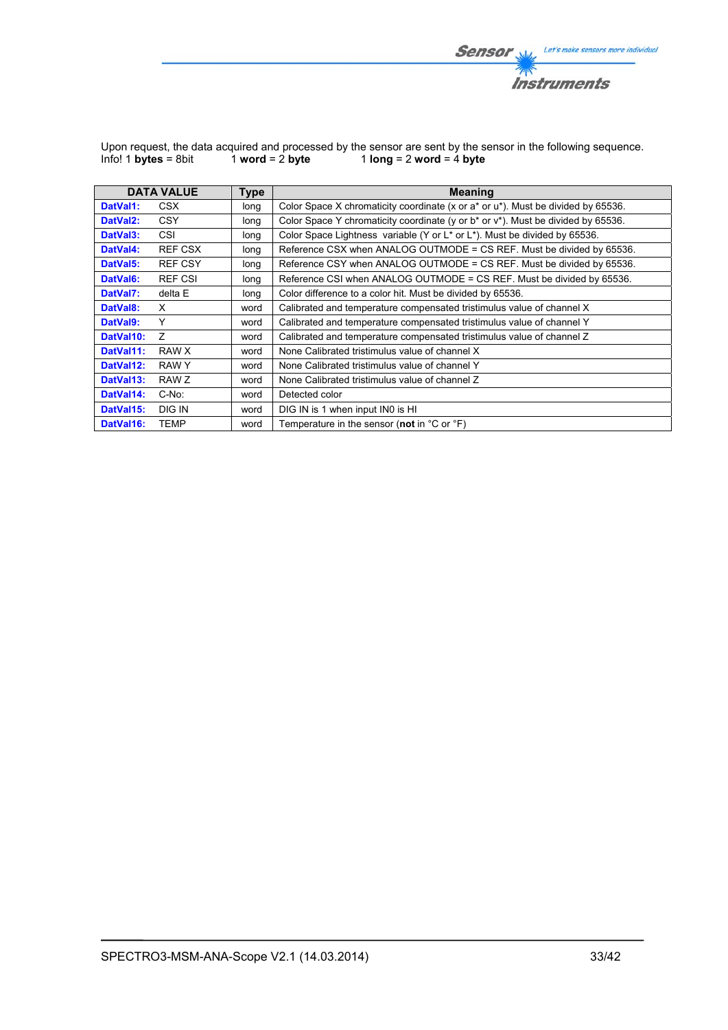Upon request, the data acquired and processed by the sensor are sent by the sensor in the following sequence.
Info! 1 **bytes** = 8bit 1 **word** = 2 **byte** 1 **long** = 2 **word** = 4 **byte**

| DATA VALUE | | Type | Meaning |
|---|---|---|---|
| **DatVal1:** | CSX | long | Color Space X chromaticity coordinate (x or a* or u*). Must be divided by 65536. |
| **DatVal2:** | CSY | long | Color Space Y chromaticity coordinate (y or b* or v*). Must be divided by 65536. |
| **DatVal3:** | CSI | long | Color Space Lightness variable (Y or L* or L*). Must be divided by 65536. |
| **DatVal4:** | REF CSX | long | Reference CSX when ANALOG OUTMODE = CS REF. Must be divided by 65536. |
| **DatVal5:** | REF CSY | long | Reference CSY when ANALOG OUTMODE = CS REF. Must be divided by 65536. |
| **DatVal6:** | REF CSI | long | Reference CSI when ANALOG OUTMODE = CS REF. Must be divided by 65536. |
| **DatVal7:** | delta E | long | Color difference to a color hit. Must be divided by 65536. |
| **DatVal8:** | X | word | Calibrated and temperature compensated tristimulus value of channel X |
| **DatVal9:** | Y | word | Calibrated and temperature compensated tristimulus value of channel Y |
| **DatVal10:** | Z | word | Calibrated and temperature compensated tristimulus value of channel Z |
| **DatVal11:** | RAW X | word | None Calibrated tristimulus value of channel X |
| **DatVal12:** | RAW Y | word | None Calibrated tristimulus value of channel Y |
| **DatVal13:** | RAW Z | word | None Calibrated tristimulus value of channel Z |
| **DatVal14:** | C-No: | word | Detected color |
| **DatVal15:** | DIG IN | word | DIG IN is 1 when input IN0 is HI |
| **DatVal16:** | TEMP | word | Temperature in the sensor (**not** in °C or °F) |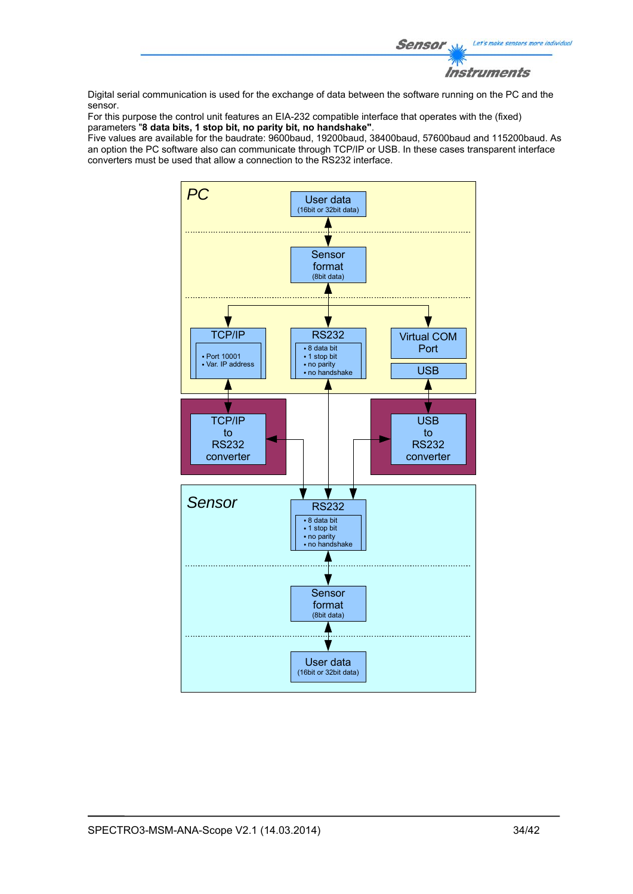Digital serial communication is used for the exchange of data between the software running on the PC and the sensor.
For this purpose the control unit features an EIA-232 compatible interface that operates with the (fixed) parameters "**8 data bits, 1 stop bit, no parity bit, no handshake"**.
Five values are available for the baudrate: 9600baud, 19200baud, 38400baud, 57600baud and 115200baud. As an option the PC software also can communicate through TCP/IP or USB. In these cases transparent interface converters must be used that allow a connection to the RS232 interface.

PC

User data
(16bit or 32bit data)

Sensor format
(8bit data)

TCP/IP
• Port 10001
• Var. IP address

RS232
• 8 data bit
• 1 stop bit
• no parity
• no handshake

Virtual COM Port

USB

TCP/IP to RS232 converter

USB to RS232 converter

Sensor

RS232
• 8 data bit
• 1 stop bit
• no parity
• no handshake

Sensor format
(8bit data)

User data
(16bit or 32bit data)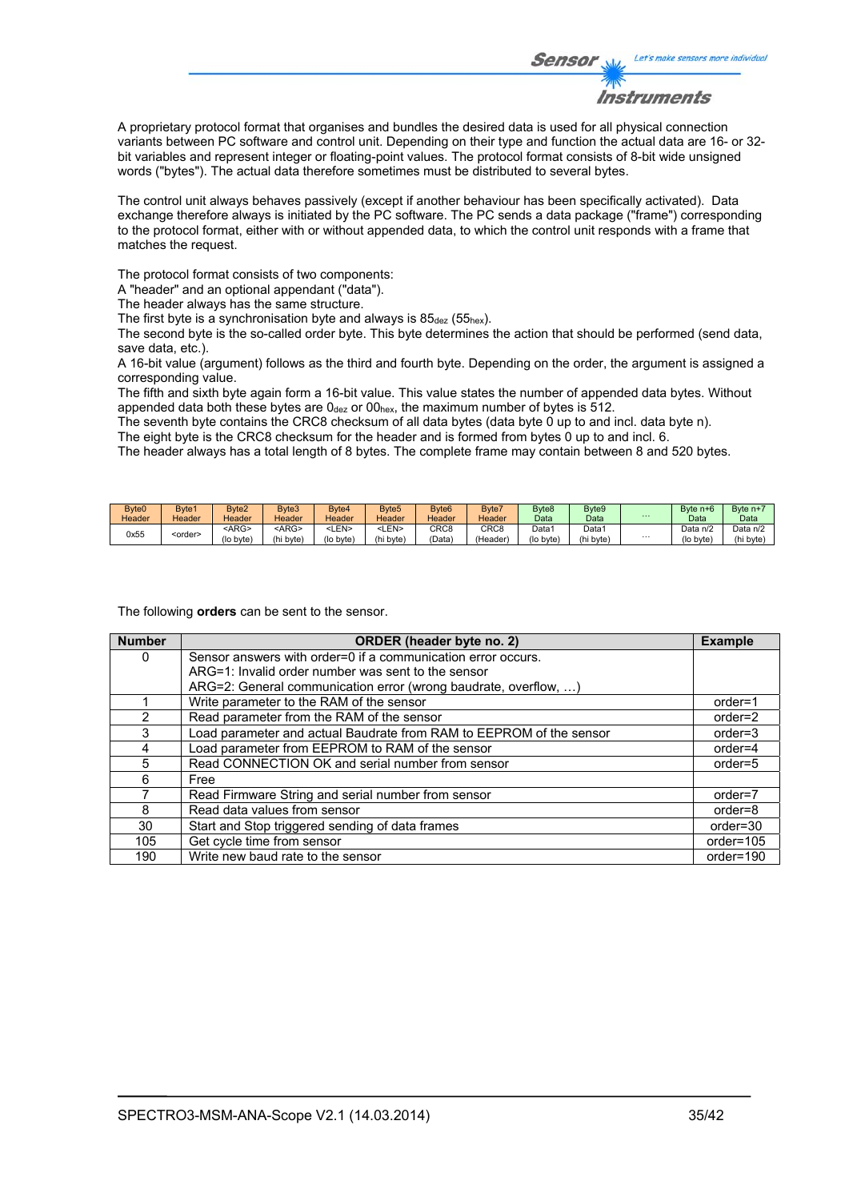A proprietary protocol format that organises and bundles the desired data is used for all physical connection variants between PC software and control unit. Depending on their type and function the actual data are 16- or 32-bit variables and represent integer or floating-point values. The protocol format consists of 8-bit wide unsigned words ("bytes"). The actual data therefore sometimes must be distributed to several bytes.

The control unit always behaves passively (except if another behaviour has been specifically activated). Data exchange therefore always is initiated by the PC software. The PC sends a data package ("frame") corresponding to the protocol format, either with or without appended data, to which the control unit responds with a frame that matches the request.

The protocol format consists of two components:
A "header" and an optional appendant ("data").
The header always has the same structure.
The first byte is a synchronisation byte and always is $85_{dez}$ ($55_{hex}$).
The second byte is the so-called order byte. This byte determines the action that should be performed (send data, save data, etc.).
A 16-bit value (argument) follows as the third and fourth byte. Depending on the order, the argument is assigned a corresponding value.
The fifth and sixth byte again form a 16-bit value. This value states the number of appended data bytes. Without appended data both these bytes are $0_{dez}$ or $00_{hex}$, the maximum number of bytes is 512.
The seventh byte contains the CRC8 checksum of all data bytes (data byte 0 up to and incl. data byte n).
The eight byte is the CRC8 checksum for the header and is formed from bytes 0 up to and incl. 6.
The header always has a total length of 8 bytes. The complete frame may contain between 8 and 520 bytes.

| Byte0 Header | Byte1 Header | Byte2 Header | Byte3 Header | Byte4 Header | Byte5 Header | Byte6 Header | Byte7 Header | Byte8 Data | Byte9 Data | ... | Byte n+6 Data | Byte n+7 Data |
|---|---|---|---|---|---|---|---|---|---|---|---|---|
| 0x55 | <order> | <ARG> (lo byte) | <ARG> (hi byte) | <LEN> (lo byte) | <LEN> (hi byte) | CRC8 (Data) | CRC8 (Header) | Data1 (lo byte) | Data1 (hi byte) | ... | Data n/2 (lo byte) | Data n/2 (hi byte) |

The following **orders** can be sent to the sensor.

| Number | ORDER (header byte no. 2) | Example |
|---|---|---|
| 0 | Sensor answers with order=0 if a communication error occurs.<br>ARG=1: Invalid order number was sent to the sensor<br>ARG=2: General communication error (wrong baudrate, overflow, …) | |
| 1 | Write parameter to the RAM of the sensor | order=1 |
| 2 | Read parameter from the RAM of the sensor | order=2 |
| 3 | Load parameter and actual Baudrate from RAM to EEPROM of the sensor | order=3 |
| 4 | Load parameter from EEPROM to RAM of the sensor | order=4 |
| 5 | Read CONNECTION OK and serial number from sensor | order=5 |
| 6 | Free | |
| 7 | Read Firmware String and serial number from sensor | order=7 |
| 8 | Read data values from sensor | order=8 |
| 30 | Start and Stop triggered sending of data frames | order=30 |
| 105 | Get cycle time from sensor | order=105 |
| 190 | Write new baud rate to the sensor | order=190 |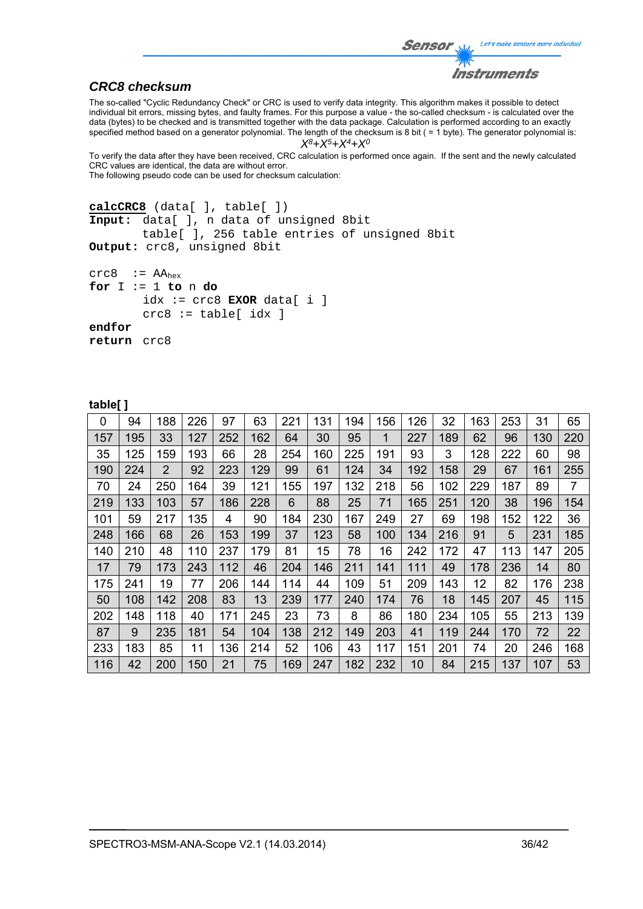## CRC8 checksum

The so-called "Cyclic Redundancy Check" or CRC is used to verify data integrity. This algorithm makes it possible to detect individual bit errors, missing bytes, and faulty frames. For this purpose a value - the so-called checksum - is calculated over the data (bytes) to be checked and is transmitted together with the data package. Calculation is performed according to an exactly specified method based on a generator polynomial. The length of the checksum is 8 bit ( = 1 byte). The generator polynomial is:

$$X^8+X^5+X^4+X^0$$

To verify the data after they have been received, CRC calculation is performed once again. If the sent and the newly calculated CRC values are identical, the data are without error.
The following pseudo code can be used for checksum calculation:

```
calcCRC8 (data[ ], table[ ])
Input:  data[ ], n data of unsigned 8bit
        table[ ], 256 table entries of unsigned 8bit
Output: crc8, unsigned 8bit

crc8  := AAhex
for I := 1 to n do
        idx := crc8 EXOR data[ i ]
        crc8 := table[ idx ]
endfor
return  crc8
```

**table[ ]**

| | | | | | | | | | | | | | | | |
|---|---|---|---|---|---|---|---|---|---|---|---|---|---|---|---|
| 0 | 94 | 188 | 226 | 97 | 63 | 221 | 131 | 194 | 156 | 126 | 32 | 163 | 253 | 31 | 65 |
| 157 | 195 | 33 | 127 | 252 | 162 | 64 | 30 | 95 | 1 | 227 | 189 | 62 | 96 | 130 | 220 |
| 35 | 125 | 159 | 193 | 66 | 28 | 254 | 160 | 225 | 191 | 93 | 3 | 128 | 222 | 60 | 98 |
| 190 | 224 | 2 | 92 | 223 | 129 | 99 | 61 | 124 | 34 | 192 | 158 | 29 | 67 | 161 | 255 |
| 70 | 24 | 250 | 164 | 39 | 121 | 155 | 197 | 132 | 218 | 56 | 102 | 229 | 187 | 89 | 7 |
| 219 | 133 | 103 | 57 | 186 | 228 | 6 | 88 | 25 | 71 | 165 | 251 | 120 | 38 | 196 | 154 |
| 101 | 59 | 217 | 135 | 4 | 90 | 184 | 230 | 167 | 249 | 27 | 69 | 198 | 152 | 122 | 36 |
| 248 | 166 | 68 | 26 | 153 | 199 | 37 | 123 | 58 | 100 | 134 | 216 | 91 | 5 | 231 | 185 |
| 140 | 210 | 48 | 110 | 237 | 179 | 81 | 15 | 78 | 16 | 242 | 172 | 47 | 113 | 147 | 205 |
| 17 | 79 | 173 | 243 | 112 | 46 | 204 | 146 | 211 | 141 | 111 | 49 | 178 | 236 | 14 | 80 |
| 175 | 241 | 19 | 77 | 206 | 144 | 114 | 44 | 109 | 51 | 209 | 143 | 12 | 82 | 176 | 238 |
| 50 | 108 | 142 | 208 | 83 | 13 | 239 | 177 | 240 | 174 | 76 | 18 | 145 | 207 | 45 | 115 |
| 202 | 148 | 118 | 40 | 171 | 245 | 23 | 73 | 8 | 86 | 180 | 234 | 105 | 55 | 213 | 139 |
| 87 | 9 | 235 | 181 | 54 | 104 | 138 | 212 | 149 | 203 | 41 | 119 | 244 | 170 | 72 | 22 |
| 233 | 183 | 85 | 11 | 136 | 214 | 52 | 106 | 43 | 117 | 151 | 201 | 74 | 20 | 246 | 168 |
| 116 | 42 | 200 | 150 | 21 | 75 | 169 | 247 | 182 | 232 | 10 | 84 | 215 | 137 | 107 | 53 |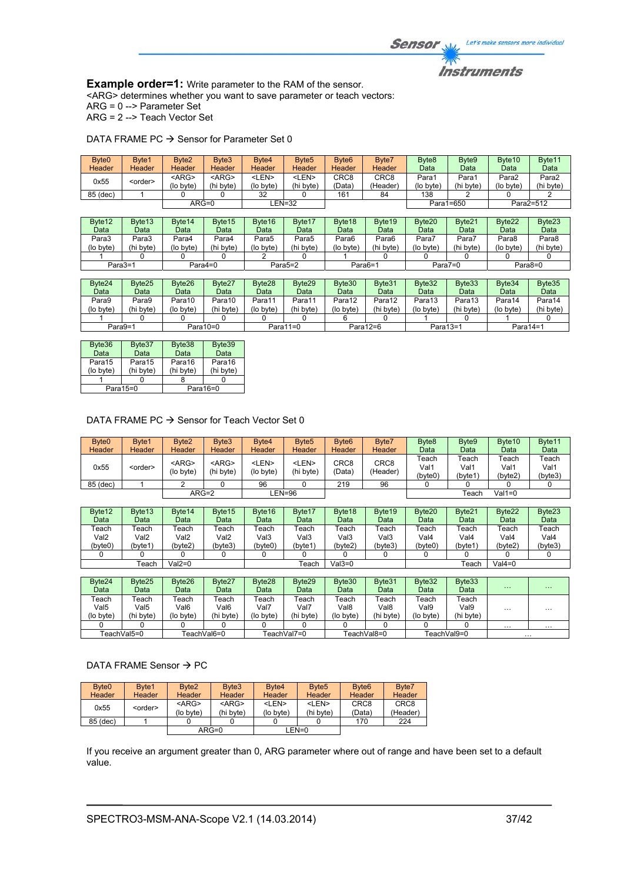**Example order=1:** Write parameter to the RAM of the sensor.
<ARG> determines whether you want to save parameter or teach vectors:
ARG = 0 --> Parameter Set
ARG = 2 --> Teach Vector Set

DATA FRAME PC → Sensor for Parameter Set 0

| Byte0 Header | Byte1 Header | Byte2 Header | Byte3 Header | Byte4 Header | Byte5 Header | Byte6 Header | Byte7 Header | Byte8 Data | Byte9 Data | Byte10 Data | Byte11 Data |
|---|---|---|---|---|---|---|---|---|---|---|---|
| 0x55 | <order> | <ARG> (lo byte) | <ARG> (hi byte) | <LEN> (lo byte) | <LEN> (hi byte) | CRC8 (Data) | CRC8 (Header) | Para1 (lo byte) | Para1 (hi byte) | Para2 (lo byte) | Para2 (hi byte) |
| 85 (dec) | 1 | 0 | 0 | 32 | 0 | 161 | 84 | 138 | 2 | 0 | 2 |
| | | ARG=0 | | LEN=32 | | | | Para1=650 | | Para2=512 | |

| Byte12 Data | Byte13 Data | Byte14 Data | Byte15 Data | Byte16 Data | Byte17 Data | Byte18 Data | Byte19 Data | Byte20 Data | Byte21 Data | Byte22 Data | Byte23 Data |
|---|---|---|---|---|---|---|---|---|---|---|---|
| Para3 (lo byte) | Para3 (hi byte) | Para4 (lo byte) | Para4 (hi byte) | Para5 (lo byte) | Para5 (hi byte) | Para6 (lo byte) | Para6 (hi byte) | Para7 (lo byte) | Para7 (hi byte) | Para8 (lo byte) | Para8 (hi byte) |
| 1 | 0 | 0 | 0 | 2 | 0 | 1 | 0 | 0 | 0 | 0 | 0 |
| Para3=1 | | Para4=0 | | Para5=2 | | Para6=1 | | Para7=0 | | Para8=0 | |

| Byte24 Data | Byte25 Data | Byte26 Data | Byte27 Data | Byte28 Data | Byte29 Data | Byte30 Data | Byte31 Data | Byte32 Data | Byte33 Data | Byte34 Data | Byte35 Data |
|---|---|---|---|---|---|---|---|---|---|---|---|
| Para9 (lo byte) | Para9 (hi byte) | Para10 (lo byte) | Para10 (hi byte) | Para11 (lo byte) | Para11 (hi byte) | Para12 (lo byte) | Para12 (hi byte) | Para13 (lo byte) | Para13 (hi byte) | Para14 (lo byte) | Para14 (hi byte) |
| 1 | 0 | 0 | 0 | 0 | 0 | 6 | 0 | 1 | 0 | 1 | 0 |
| Para9=1 | | Para10=0 | | Para11=0 | | Para12=6 | | Para13=1 | | Para14=1 | |

| Byte36 Data | Byte37 Data | Byte38 Data | Byte39 Data |
|---|---|---|---|
| Para15 (lo byte) | Para15 (hi byte) | Para16 (hi byte) | Para16 (hi byte) |
| 1 | 0 | 8 | 0 |
| Para15=0 | | Para16=0 | |

DATA FRAME PC → Sensor for Teach Vector Set 0

| Byte0 Header | Byte1 Header | Byte2 Header | Byte3 Header | Byte4 Header | Byte5 Header | Byte6 Header | Byte7 Header | Byte8 Data | Byte9 Data | Byte10 Data | Byte11 Data |
|---|---|---|---|---|---|---|---|---|---|---|---|
| 0x55 | <order> | <ARG> (lo byte) | <ARG> (hi byte) | <LEN> (lo byte) | <LEN> (hi byte) | CRC8 (Data) | CRC8 (Header) | Teach Val1 (byte0) | Teach Val1 (byte1) | Teach Val1 (byte2) | Teach Val1 (byte3) |
| 85 (dec) | 1 | 2 | 0 | 96 | 0 | 219 | 96 | 0 | 0 | 0 | 0 |
| | | ARG=2 | | LEN=96 | | | | Teach Val1=0 | | | |

| Byte12 Data | Byte13 Data | Byte14 Data | Byte15 Data | Byte16 Data | Byte17 Data | Byte18 Data | Byte19 Data | Byte20 Data | Byte21 Data | Byte22 Data | Byte23 Data |
|---|---|---|---|---|---|---|---|---|---|---|---|
| Teach Val2 (byte0) | Teach Val2 (byte1) | Teach Val2 (byte2) | Teach Val2 (byte3) | Teach Val3 (byte0) | Teach Val3 (byte1) | Teach Val3 (byte2) | Teach Val3 (byte3) | Teach Val4 (byte0) | Teach Val4 (byte1) | Teach Val4 (byte2) | Teach Val4 (byte3) |
| 0 | 0 | 0 | 0 | 0 | 0 | 0 | 0 | 0 | 0 | 0 | 0 |
| Teach Val2=0 | | | | Teach Val3=0 | | | | Teach Val4=0 | | | |

| Byte24 Data | Byte25 Data | Byte26 Data | Byte27 Data | Byte28 Data | Byte29 Data | Byte30 Data | Byte31 Data | Byte32 Data | Byte33 Data | ... | ... |
|---|---|---|---|---|---|---|---|---|---|---|---|
| Teach Val5 (lo byte) | Teach Val5 (hi byte) | Teach Val6 (lo byte) | Teach Val6 (hi byte) | Teach Val7 (lo byte) | Teach Val7 (hi byte) | Teach Val8 (lo byte) | Teach Val8 (hi byte) | Teach Val9 (lo byte) | Teach Val9 (hi byte) | ... | ... |
| 0 | 0 | 0 | 0 | 0 | 0 | 0 | 0 | 0 | 0 | ... | ... |
| TeachVal5=0 | | TeachVal6=0 | | TeachVal7=0 | | TeachVal8=0 | | TeachVal9=0 | | ... | |

DATA FRAME Sensor → PC

| Byte0 Header | Byte1 Header | Byte2 Header | Byte3 Header | Byte4 Header | Byte5 Header | Byte6 Header | Byte7 Header |
|---|---|---|---|---|---|---|---|
| 0x55 | <order> | <ARG> (lo byte) | <ARG> (hi byte) | <LEN> (lo byte) | <LEN> (hi byte) | CRC8 (Data) | CRC8 (Header) |
| 85 (dec) | 1 | 0 | 0 | 0 | 0 | 170 | 224 |
| | | ARG=0 | | LEN=0 | | | |

If you receive an argument greater than 0, ARG parameter where out of range and have been set to a default value.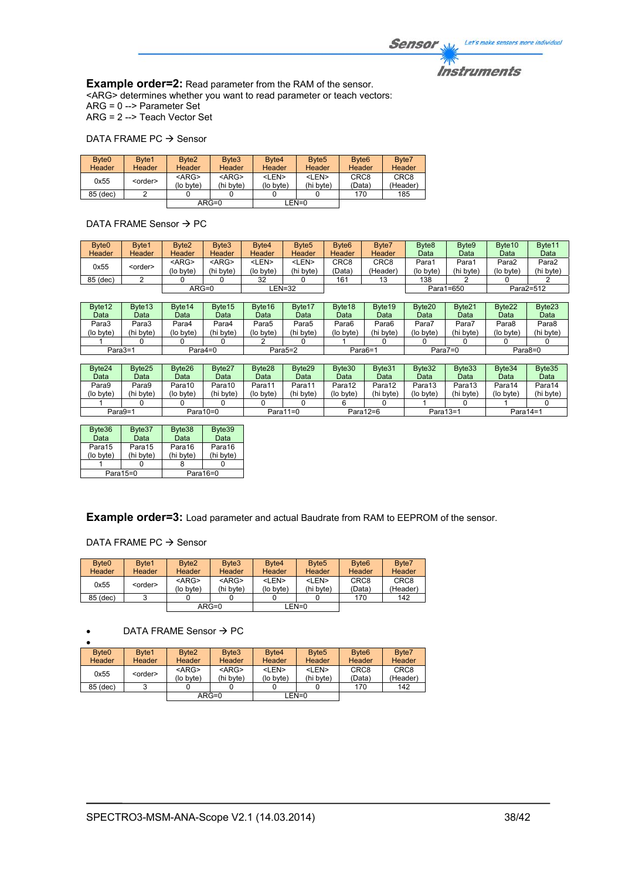**Example order=2:** Read parameter from the RAM of the sensor.
<ARG> determines whether you want to read parameter or teach vectors:
ARG = 0 --> Parameter Set
ARG = 2 --> Teach Vector Set

DATA FRAME PC → Sensor

| Byte0 Header | Byte1 Header | Byte2 Header | Byte3 Header | Byte4 Header | Byte5 Header | Byte6 Header | Byte7 Header |
|---|---|---|---|---|---|---|---|
| 0x55 | <order> | <ARG> (lo byte) | <ARG> (hi byte) | <LEN> (lo byte) | <LEN> (hi byte) | CRC8 (Data) | CRC8 (Header) |
| 85 (dec) | 2 | 0 | 0 | 0 | 0 | 170 | 185 |
| | | ARG=0 | | LEN=0 | | | |

DATA FRAME Sensor → PC

| Byte0 Header | Byte1 Header | Byte2 Header | Byte3 Header | Byte4 Header | Byte5 Header | Byte6 Header | Byte7 Header | Byte8 Data | Byte9 Data | Byte10 Data | Byte11 Data |
|---|---|---|---|---|---|---|---|---|---|---|---|
| 0x55 | <order> | <ARG> (lo byte) | <ARG> (hi byte) | <LEN> (lo byte) | <LEN> (hi byte) | CRC8 (Data) | CRC8 (Header) | Para1 (lo byte) | Para1 (hi byte) | Para2 (lo byte) | Para2 (hi byte) |
| 85 (dec) | 2 | 0 | 0 | 32 | 0 | 161 | 13 | 138 | 2 | 0 | 2 |
| | | ARG=0 | | LEN=32 | | | | Para1=650 | | Para2=512 | |

| Byte12 Data | Byte13 Data | Byte14 Data | Byte15 Data | Byte16 Data | Byte17 Data | Byte18 Data | Byte19 Data | Byte20 Data | Byte21 Data | Byte22 Data | Byte23 Data |
|---|---|---|---|---|---|---|---|---|---|---|---|
| Para3 (lo byte) | Para3 (hi byte) | Para4 (lo byte) | Para4 (hi byte) | Para5 (lo byte) | Para5 (hi byte) | Para6 (lo byte) | Para6 (hi byte) | Para7 (lo byte) | Para7 (hi byte) | Para8 (lo byte) | Para8 (hi byte) |
| 1 | 0 | 0 | 0 | 2 | 0 | 1 | 0 | 0 | 0 | 0 | 0 |
| Para3=1 | | Para4=0 | | Para5=2 | | Para6=1 | | Para7=0 | | Para8=0 | |

| Byte24 Data | Byte25 Data | Byte26 Data | Byte27 Data | Byte28 Data | Byte29 Data | Byte30 Data | Byte31 Data | Byte32 Data | Byte33 Data | Byte34 Data | Byte35 Data |
|---|---|---|---|---|---|---|---|---|---|---|---|
| Para9 (lo byte) | Para9 (hi byte) | Para10 (lo byte) | Para10 (hi byte) | Para11 (lo byte) | Para11 (hi byte) | Para12 (lo byte) | Para12 (hi byte) | Para13 (lo byte) | Para13 (hi byte) | Para14 (lo byte) | Para14 (hi byte) |
| 1 | 0 | 0 | 0 | 0 | 0 | 6 | 0 | 1 | 0 | 1 | 0 |
| Para9=1 | | Para10=0 | | Para11=0 | | Para12=6 | | Para13=1 | | Para14=1 | |

| Byte36 Data | Byte37 Data | Byte38 Data | Byte39 Data |
|---|---|---|---|
| Para15 (lo byte) | Para15 (hi byte) | Para16 (hi byte) | Para16 (hi byte) |
| 1 | 0 | 8 | 0 |
| Para15=0 | | Para16=0 | |

**Example order=3:** Load parameter and actual Baudrate from RAM to EEPROM of the sensor.

DATA FRAME PC → Sensor

| Byte0 Header | Byte1 Header | Byte2 Header | Byte3 Header | Byte4 Header | Byte5 Header | Byte6 Header | Byte7 Header |
|---|---|---|---|---|---|---|---|
| 0x55 | <order> | <ARG> (lo byte) | <ARG> (hi byte) | <LEN> (lo byte) | <LEN> (hi byte) | CRC8 (Data) | CRC8 (Header) |
| 85 (dec) | 3 | 0 | 0 | 0 | 0 | 170 | 142 |
| | | ARG=0 | | LEN=0 | | | |

- DATA FRAME Sensor → PC
- 

| Byte0 Header | Byte1 Header | Byte2 Header | Byte3 Header | Byte4 Header | Byte5 Header | Byte6 Header | Byte7 Header |
|---|---|---|---|---|---|---|---|
| 0x55 | <order> | <ARG> (lo byte) | <ARG> (hi byte) | <LEN> (lo byte) | <LEN> (hi byte) | CRC8 (Data) | CRC8 (Header) |
| 85 (dec) | 3 | 0 | 0 | 0 | 0 | 170 | 142 |
| | | ARG=0 | | LEN=0 | | | |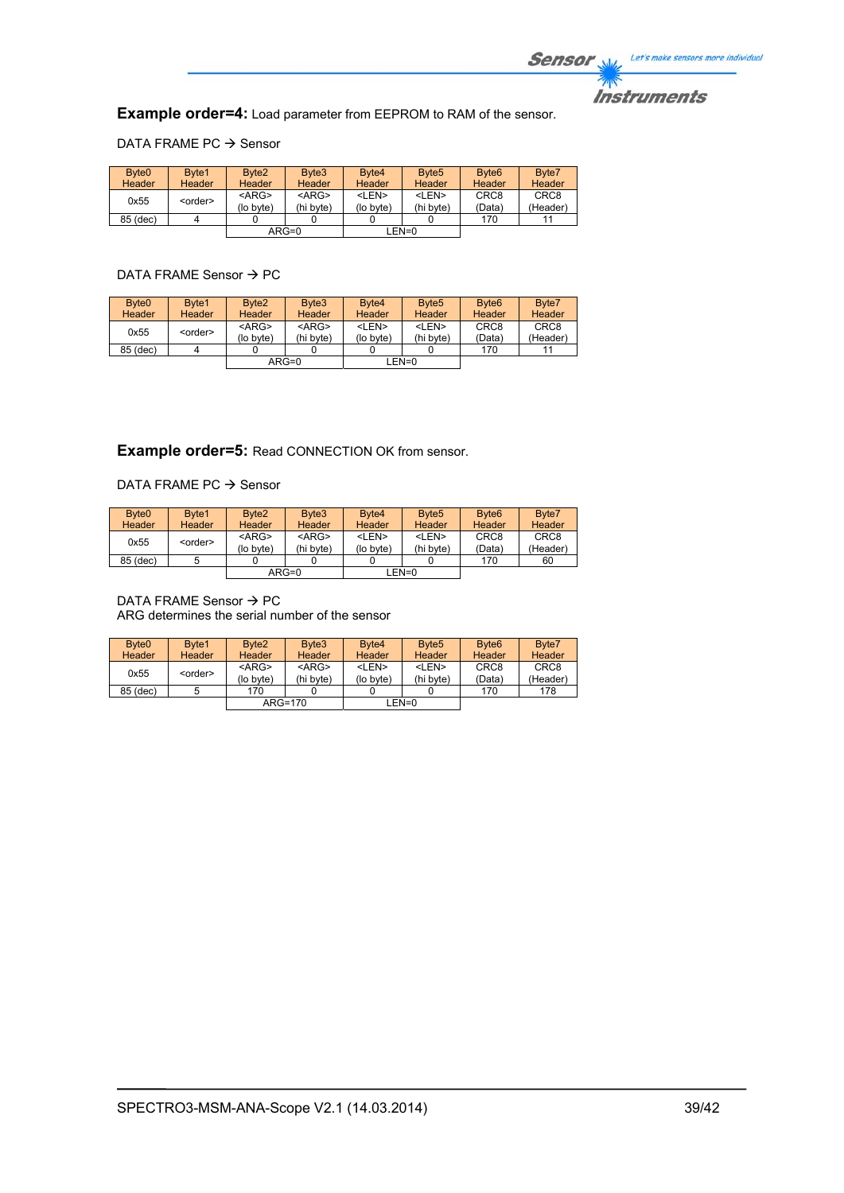**Example order=4:** Load parameter from EEPROM to RAM of the sensor.

DATA FRAME PC → Sensor

| Byte0 Header | Byte1 Header | Byte2 Header | Byte3 Header | Byte4 Header | Byte5 Header | Byte6 Header | Byte7 Header |
|---|---|---|---|---|---|---|---|
| 0x55 | <order> | <ARG> (lo byte) | <ARG> (hi byte) | <LEN> (lo byte) | <LEN> (hi byte) | CRC8 (Data) | CRC8 (Header) |
| 85 (dec) | 4 | 0 | 0 | 0 | 0 | 170 | 11 |
| | | ARG=0 | | LEN=0 | | | |

DATA FRAME Sensor → PC

| Byte0 Header | Byte1 Header | Byte2 Header | Byte3 Header | Byte4 Header | Byte5 Header | Byte6 Header | Byte7 Header |
|---|---|---|---|---|---|---|---|
| 0x55 | <order> | <ARG> (lo byte) | <ARG> (hi byte) | <LEN> (lo byte) | <LEN> (hi byte) | CRC8 (Data) | CRC8 (Header) |
| 85 (dec) | 4 | 0 | 0 | 0 | 0 | 170 | 11 |
| | | ARG=0 | | LEN=0 | | | |

**Example order=5:** Read CONNECTION OK from sensor.

DATA FRAME PC → Sensor

| Byte0 Header | Byte1 Header | Byte2 Header | Byte3 Header | Byte4 Header | Byte5 Header | Byte6 Header | Byte7 Header |
|---|---|---|---|---|---|---|---|
| 0x55 | <order> | <ARG> (lo byte) | <ARG> (hi byte) | <LEN> (lo byte) | <LEN> (hi byte) | CRC8 (Data) | CRC8 (Header) |
| 85 (dec) | 5 | 0 | 0 | 0 | 0 | 170 | 60 |
| | | ARG=0 | | LEN=0 | | | |

DATA FRAME Sensor → PC
ARG determines the serial number of the sensor

| Byte0 Header | Byte1 Header | Byte2 Header | Byte3 Header | Byte4 Header | Byte5 Header | Byte6 Header | Byte7 Header |
|---|---|---|---|---|---|---|---|
| 0x55 | <order> | <ARG> (lo byte) | <ARG> (hi byte) | <LEN> (lo byte) | <LEN> (hi byte) | CRC8 (Data) | CRC8 (Header) |
| 85 (dec) | 5 | 170 | 0 | 0 | 0 | 170 | 178 |
| | | ARG=170 | | LEN=0 | | | |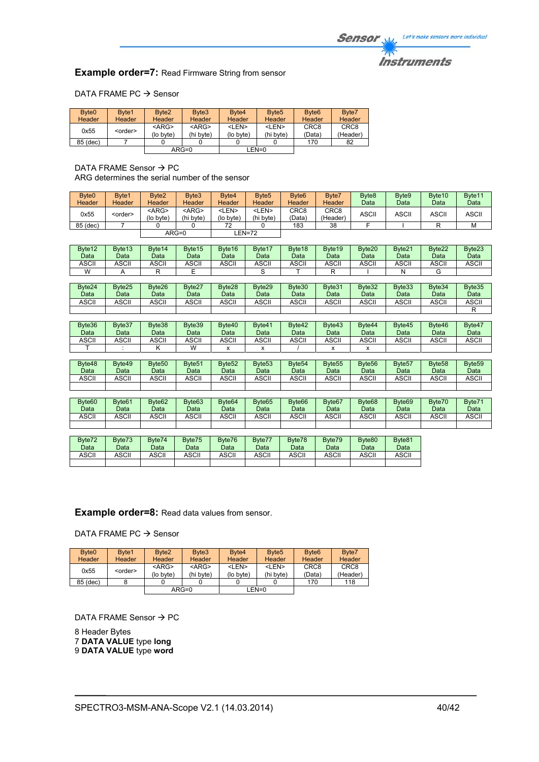**Example order=7:** Read Firmware String from sensor

DATA FRAME PC → Sensor

| Byte0 Header | Byte1 Header | Byte2 Header | Byte3 Header | Byte4 Header | Byte5 Header | Byte6 Header | Byte7 Header |
|---|---|---|---|---|---|---|---|
| 0x55 | <order> | <ARG> (lo byte) | <ARG> (hi byte) | <LEN> (lo byte) | <LEN> (hi byte) | CRC8 (Data) | CRC8 (Header) |
| 85 (dec) | 7 | 0 | 0 | 0 | 0 | 170 | 82 |
| | | ARG=0 | | LEN=0 | | | |

DATA FRAME Sensor → PC
ARG determines the serial number of the sensor

| Byte0 Header | Byte1 Header | Byte2 Header | Byte3 Header | Byte4 Header | Byte5 Header | Byte6 Header | Byte7 Header | Byte8 Data | Byte9 Data | Byte10 Data | Byte11 Data |
|---|---|---|---|---|---|---|---|---|---|---|---|
| 0x55 | <order> | <ARG> (lo byte) | <ARG> (hi byte) | <LEN> (lo byte) | <LEN> (hi byte) | CRC8 (Data) | CRC8 (Header) | ASCII | ASCII | ASCII | ASCII |
| 85 (dec) | 7 | 0 | 0 | 72 | 0 | 183 | 38 | F | I | R | M |
| | | ARG=0 | | LEN=72 | | | | | | | |

| Byte12 Data | Byte13 Data | Byte14 Data | Byte15 Data | Byte16 Data | Byte17 Data | Byte18 Data | Byte19 Data | Byte20 Data | Byte21 Data | Byte22 Data | Byte23 Data |
|---|---|---|---|---|---|---|---|---|---|---|---|
| ASCII | ASCII | ASCII | ASCII | ASCII | ASCII | ASCII | ASCII | ASCII | ASCII | ASCII | ASCII |
| W | A | R | E | | S | T | R | I | N | G | |

| Byte24 Data | Byte25 Data | Byte26 Data | Byte27 Data | Byte28 Data | Byte29 Data | Byte30 Data | Byte31 Data | Byte32 Data | Byte33 Data | Byte34 Data | Byte35 Data |
|---|---|---|---|---|---|---|---|---|---|---|---|
| ASCII | ASCII | ASCII | ASCII | ASCII | ASCII | ASCII | ASCII | ASCII | ASCII | ASCII | ASCII |
| | | | | | | | | | | | R |

| Byte36 Data | Byte37 Data | Byte38 Data | Byte39 Data | Byte40 Data | Byte41 Data | Byte42 Data | Byte43 Data | Byte44 Data | Byte45 Data | Byte46 Data | Byte47 Data |
|---|---|---|---|---|---|---|---|---|---|---|---|
| ASCII | ASCII | ASCII | ASCII | ASCII | ASCII | ASCII | ASCII | ASCII | ASCII | ASCII | ASCII |
| T | : | K | W | x | x | / | x | x | | | |

| Byte48 Data | Byte49 Data | Byte50 Data | Byte51 Data | Byte52 Data | Byte53 Data | Byte54 Data | Byte55 Data | Byte56 Data | Byte57 Data | Byte58 Data | Byte59 Data |
|---|---|---|---|---|---|---|---|---|---|---|---|
| ASCII | ASCII | ASCII | ASCII | ASCII | ASCII | ASCII | ASCII | ASCII | ASCII | ASCII | ASCII |
| | | | | | | | | | | | |

| Byte60 Data | Byte61 Data | Byte62 Data | Byte63 Data | Byte64 Data | Byte65 Data | Byte66 Data | Byte67 Data | Byte68 Data | Byte69 Data | Byte70 Data | Byte71 Data |
|---|---|---|---|---|---|---|---|---|---|---|---|
| ASCII | ASCII | ASCII | ASCII | ASCII | ASCII | ASCII | ASCII | ASCII | ASCII | ASCII | ASCII |
| | | | | | | | | | | | |

| Byte72 Data | Byte73 Data | Byte74 Data | Byte75 Data | Byte76 Data | Byte77 Data | Byte78 Data | Byte79 Data | Byte80 Data | Byte81 Data |
|---|---|---|---|---|---|---|---|---|---|
| ASCII | ASCII | ASCII | ASCII | ASCII | ASCII | ASCII | ASCII | ASCII | ASCII |
| | | | | | | | | | |

**Example order=8:** Read data values from sensor.

DATA FRAME PC → Sensor

| Byte0 Header | Byte1 Header | Byte2 Header | Byte3 Header | Byte4 Header | Byte5 Header | Byte6 Header | Byte7 Header |
|---|---|---|---|---|---|---|---|
| 0x55 | <order> | <ARG> (lo byte) | <ARG> (hi byte) | <LEN> (lo byte) | <LEN> (hi byte) | CRC8 (Data) | CRC8 (Header) |
| 85 (dec) | 8 | 0 | 0 | 0 | 0 | 170 | 118 |
| | | ARG=0 | | LEN=0 | | | |

DATA FRAME Sensor → PC

8 Header Bytes
7 **DATA VALUE** type **long**
9 **DATA VALUE** type **word**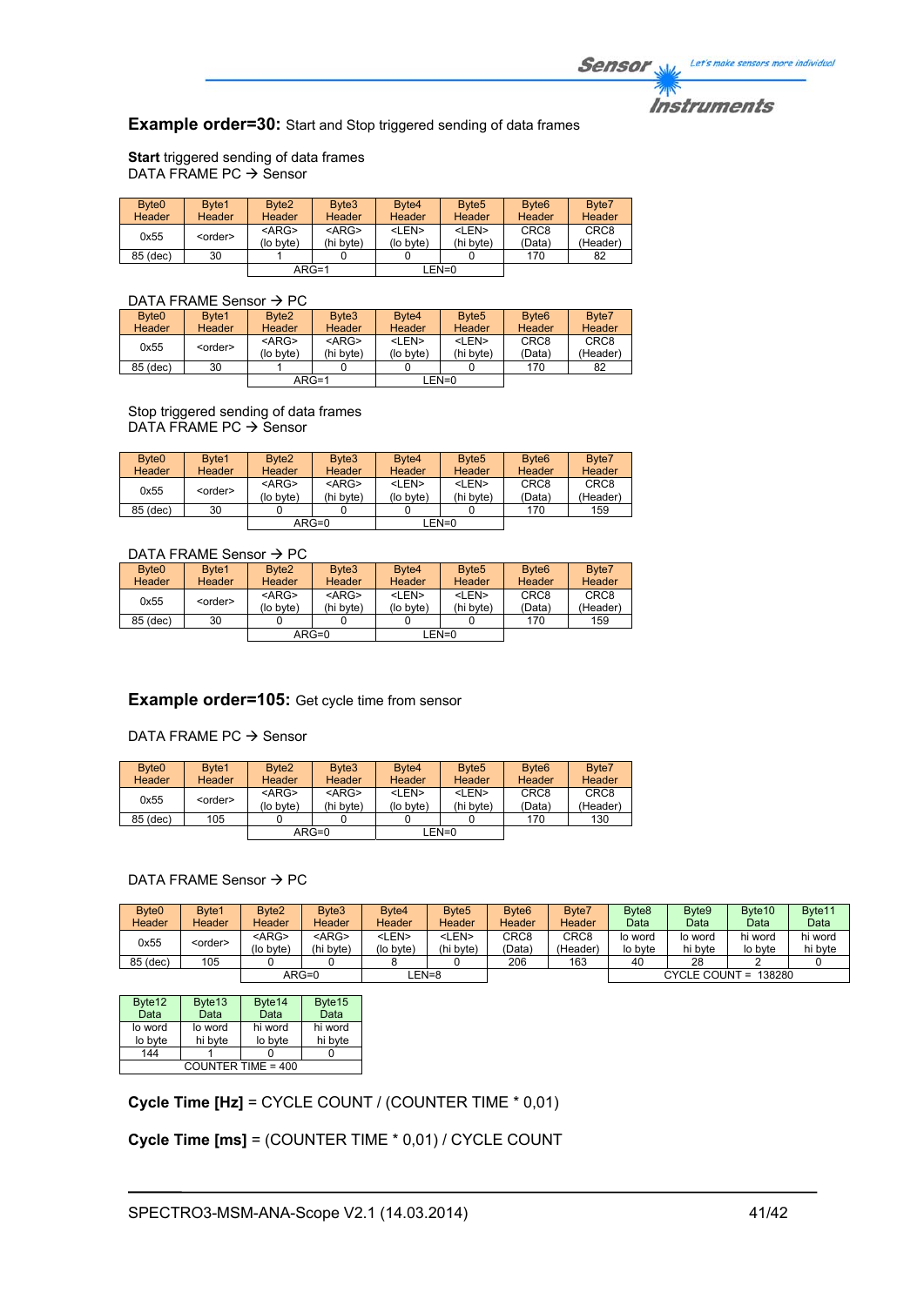**Example order=30:** Start and Stop triggered sending of data frames

**Start** triggered sending of data frames
DATA FRAME PC → Sensor

| Byte0 Header | Byte1 Header | Byte2 Header | Byte3 Header | Byte4 Header | Byte5 Header | Byte6 Header | Byte7 Header |
|---|---|---|---|---|---|---|---|
| 0x55 | <order> | <ARG> (lo byte) | <ARG> (hi byte) | <LEN> (lo byte) | <LEN> (hi byte) | CRC8 (Data) | CRC8 (Header) |
| 85 (dec) | 30 | 1 | 0 | 0 | 0 | 170 | 82 |
| | | ARG=1 | | LEN=0 | | | |

DATA FRAME Sensor → PC

| Byte0 Header | Byte1 Header | Byte2 Header | Byte3 Header | Byte4 Header | Byte5 Header | Byte6 Header | Byte7 Header |
|---|---|---|---|---|---|---|---|
| 0x55 | <order> | <ARG> (lo byte) | <ARG> (hi byte) | <LEN> (lo byte) | <LEN> (hi byte) | CRC8 (Data) | CRC8 (Header) |
| 85 (dec) | 30 | 1 | 0 | 0 | 0 | 170 | 82 |
| | | ARG=1 | | LEN=0 | | | |

Stop triggered sending of data frames
DATA FRAME PC → Sensor

| Byte0 Header | Byte1 Header | Byte2 Header | Byte3 Header | Byte4 Header | Byte5 Header | Byte6 Header | Byte7 Header |
|---|---|---|---|---|---|---|---|
| 0x55 | <order> | <ARG> (lo byte) | <ARG> (hi byte) | <LEN> (lo byte) | <LEN> (hi byte) | CRC8 (Data) | CRC8 (Header) |
| 85 (dec) | 30 | 0 | 0 | 0 | 0 | 170 | 159 |
| | | ARG=0 | | LEN=0 | | | |

DATA FRAME Sensor → PC

| Byte0 Header | Byte1 Header | Byte2 Header | Byte3 Header | Byte4 Header | Byte5 Header | Byte6 Header | Byte7 Header |
|---|---|---|---|---|---|---|---|
| 0x55 | <order> | <ARG> (lo byte) | <ARG> (hi byte) | <LEN> (lo byte) | <LEN> (hi byte) | CRC8 (Data) | CRC8 (Header) |
| 85 (dec) | 30 | 0 | 0 | 0 | 0 | 170 | 159 |
| | | ARG=0 | | LEN=0 | | | |

**Example order=105:** Get cycle time from sensor

DATA FRAME PC → Sensor

| Byte0 Header | Byte1 Header | Byte2 Header | Byte3 Header | Byte4 Header | Byte5 Header | Byte6 Header | Byte7 Header |
|---|---|---|---|---|---|---|---|
| 0x55 | <order> | <ARG> (lo byte) | <ARG> (hi byte) | <LEN> (lo byte) | <LEN> (hi byte) | CRC8 (Data) | CRC8 (Header) |
| 85 (dec) | 105 | 0 | 0 | 0 | 0 | 170 | 130 |
| | | ARG=0 | | LEN=0 | | | |

DATA FRAME Sensor → PC

| Byte0 Header | Byte1 Header | Byte2 Header | Byte3 Header | Byte4 Header | Byte5 Header | Byte6 Header | Byte7 Header | Byte8 Data | Byte9 Data | Byte10 Data | Byte11 Data |
|---|---|---|---|---|---|---|---|---|---|---|---|
| 0x55 | <order> | <ARG> (lo byte) | <ARG> (hi byte) | <LEN> (lo byte) | <LEN> (hi byte) | CRC8 (Data) | CRC8 (Header) | lo word lo byte | lo word hi byte | hi word lo byte | hi word hi byte |
| 85 (dec) | 105 | 0 | 0 | 8 | 0 | 206 | 163 | 40 | 28 | 2 | 0 |
| | | ARG=0 | | LEN=8 | | | | CYCLE COUNT = 138280 | | | |

| Byte12 Data | Byte13 Data | Byte14 Data | Byte15 Data |
|---|---|---|---|
| lo word lo byte | lo word hi byte | hi word lo byte | hi word hi byte |
| 144 | 1 | 0 | 0 |
| COUNTER TIME = 400 | | | |

**Cycle Time [Hz]** = CYCLE COUNT / (COUNTER TIME * 0,01)

**Cycle Time [ms]** = (COUNTER TIME * 0,01) / CYCLE COUNT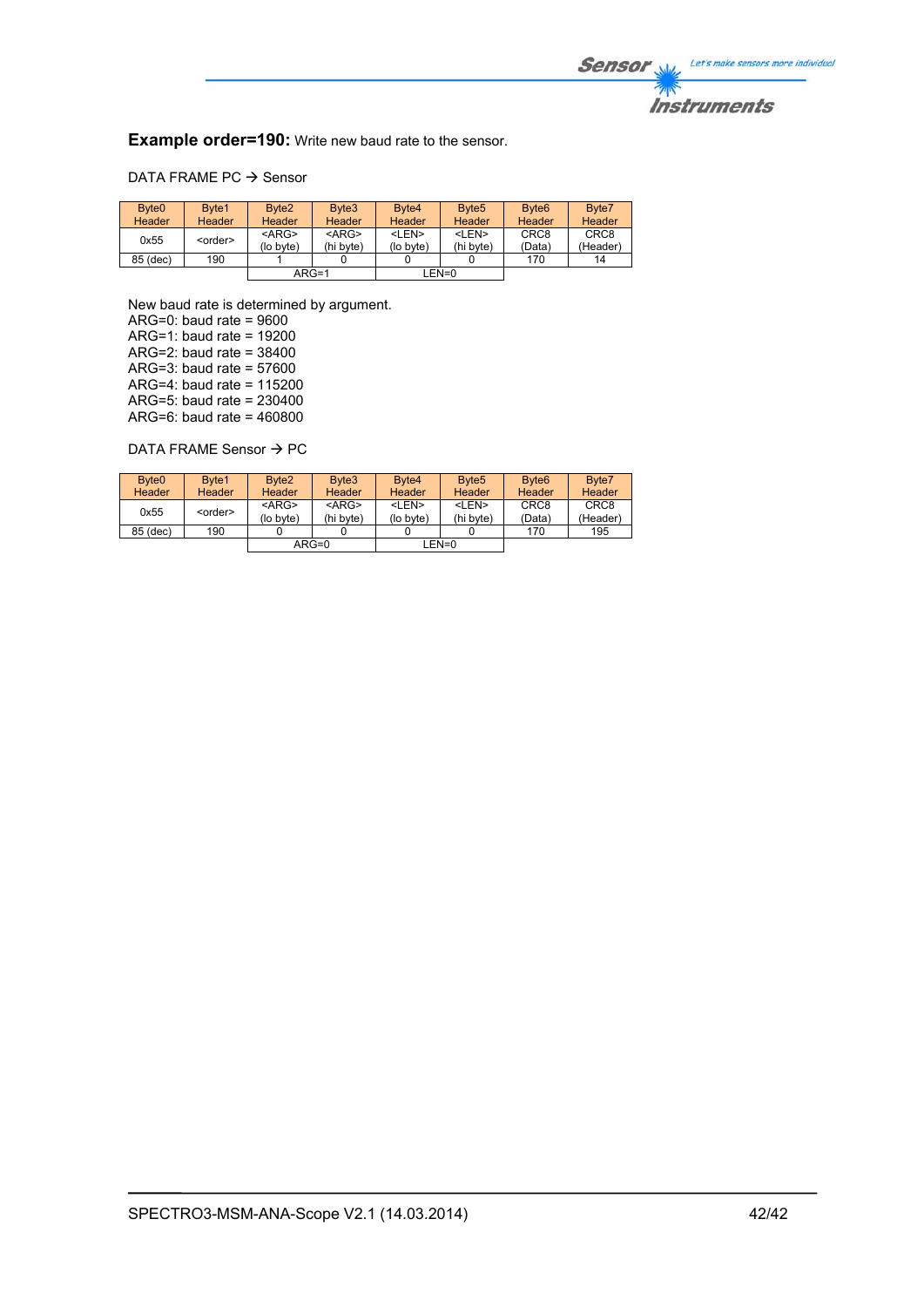**Example order=190:** Write new baud rate to the sensor.

DATA FRAME PC → Sensor

| Byte0 Header | Byte1 Header | Byte2 Header | Byte3 Header | Byte4 Header | Byte5 Header | Byte6 Header | Byte7 Header |
|---|---|---|---|---|---|---|---|
| 0x55 | <order> | <ARG> (lo byte) | <ARG> (hi byte) | <LEN> (lo byte) | <LEN> (hi byte) | CRC8 (Data) | CRC8 (Header) |
| 85 (dec) | 190 | 1 | 0 | 0 | 0 | 170 | 14 |
| | | ARG=1 | | LEN=0 | | | |

New baud rate is determined by argument.
ARG=0: baud rate = 9600
ARG=1: baud rate = 19200
ARG=2: baud rate = 38400
ARG=3: baud rate = 57600
ARG=4: baud rate = 115200
ARG=5: baud rate = 230400
ARG=6: baud rate = 460800

DATA FRAME Sensor → PC

| Byte0 Header | Byte1 Header | Byte2 Header | Byte3 Header | Byte4 Header | Byte5 Header | Byte6 Header | Byte7 Header |
|---|---|---|---|---|---|---|---|
| 0x55 | <order> | <ARG> (lo byte) | <ARG> (hi byte) | <LEN> (lo byte) | <LEN> (hi byte) | CRC8 (Data) | CRC8 (Header) |
| 85 (dec) | 190 | 0 | 0 | 0 | 0 | 170 | 195 |
| | | ARG=0 | | LEN=0 | | | |